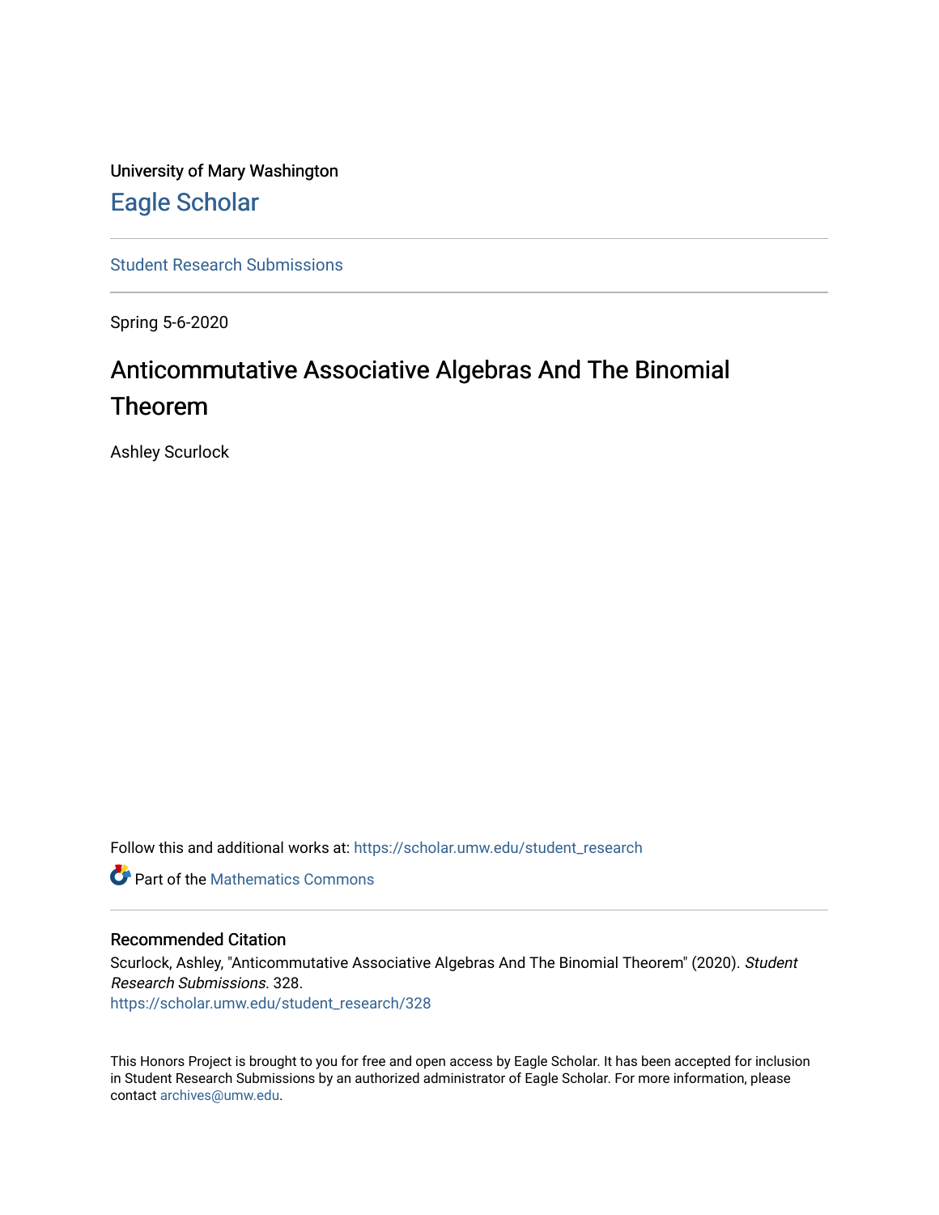University of Mary Washington

Eagle Scholar

Student Research Submissions

Spring 5-6-2020

# Anticommutative Associative Algebras And The Binomial Theorem

Ashley Scurlock

Follow this and additional works at: https://scholar.umw.edu/student_research

Part of the Mathematics Commons

### Recommended Citation

Scurlock, Ashley, "Anticommutative Associative Algebras And The Binomial Theorem" (2020). *Student Research Submissions*. 328.
https://scholar.umw.edu/student_research/328

This Honors Project is brought to you for free and open access by Eagle Scholar. It has been accepted for inclusion in Student Research Submissions by an authorized administrator of Eagle Scholar. For more information, please contact archives@umw.edu.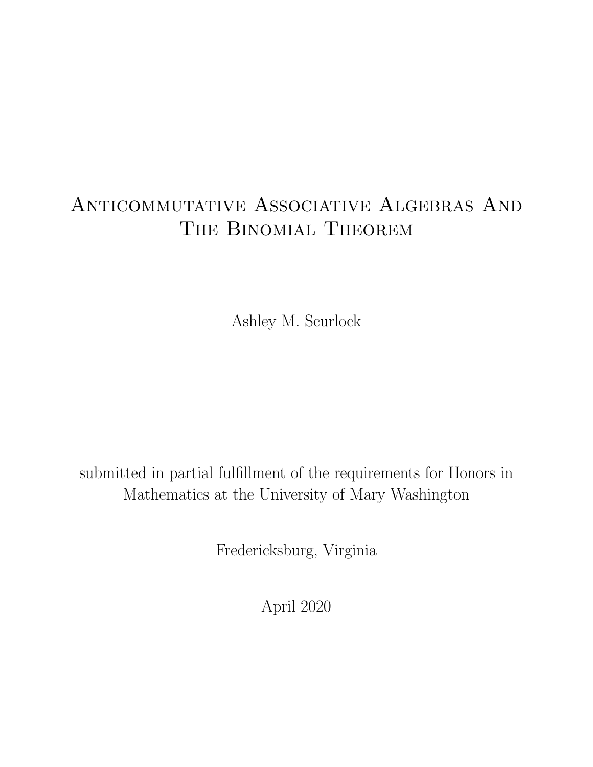# Anticommutative Associative Algebras And The Binomial Theorem

Ashley M. Scurlock

submitted in partial fulfillment of the requirements for Honors in Mathematics at the University of Mary Washington

Fredericksburg, Virginia

April 2020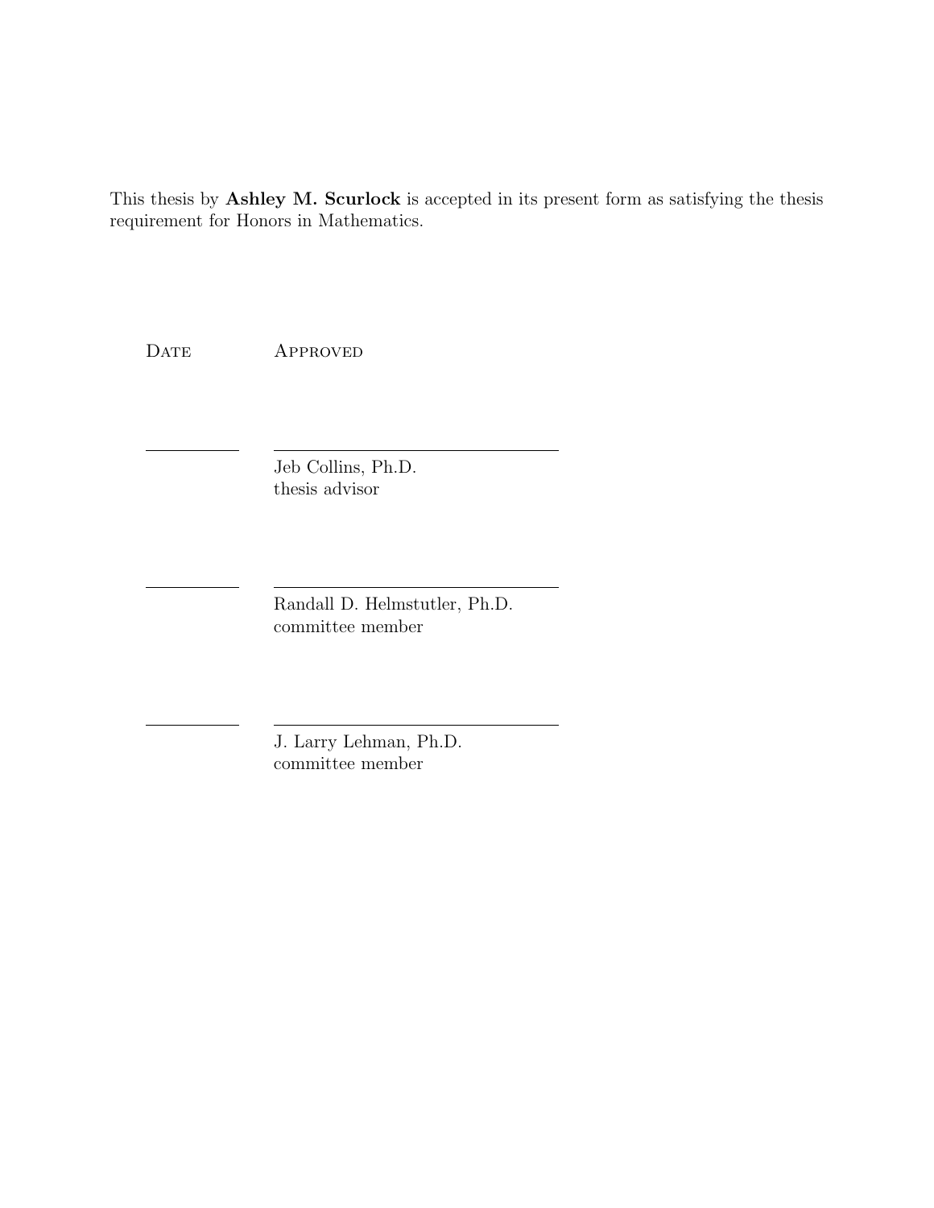This thesis by **Ashley M. Scurlock** is accepted in its present form as satisfying the thesis requirement for Honors in Mathematics.

| Date | Approved |
| --- | --- |
| \_\_\_\_\_\_\_\_ | \_\_\_\_\_\_\_\_\_\_\_\_\_\_\_\_\_\_\_\_\_\_\_\_ |
| | Jeb Collins, Ph.D.<br>thesis advisor |
| \_\_\_\_\_\_\_\_ | \_\_\_\_\_\_\_\_\_\_\_\_\_\_\_\_\_\_\_\_\_\_\_\_ |
| | Randall D. Helmstutler, Ph.D.<br>committee member |
| \_\_\_\_\_\_\_\_ | \_\_\_\_\_\_\_\_\_\_\_\_\_\_\_\_\_\_\_\_\_\_\_\_ |
| | J. Larry Lehman, Ph.D.<br>committee member |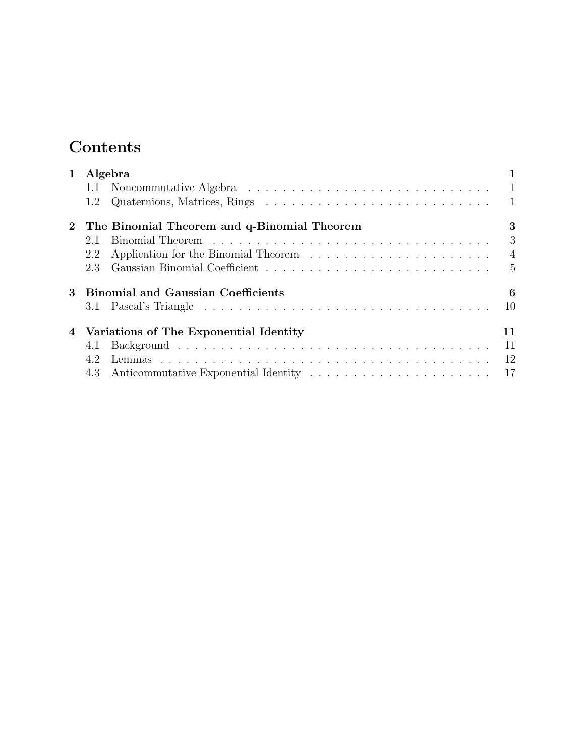# Contents

**1 Algebra** **1**
- 1.1 Noncommutative Algebra . . . . . . . . . . . . . . . . . . . . . . . . . . . . . 1
- 1.2 Quaternions, Matrices, Rings . . . . . . . . . . . . . . . . . . . . . . . . . . 1

**2 The Binomial Theorem and q-Binomial Theorem** **3**
- 2.1 Binomial Theorem . . . . . . . . . . . . . . . . . . . . . . . . . . . . . . . . . 3
- 2.2 Application for the Binomial Theorem . . . . . . . . . . . . . . . . . . . . . 4
- 2.3 Gaussian Binomial Coefficient . . . . . . . . . . . . . . . . . . . . . . . . . . 5

**3 Binomial and Gaussian Coefficients** **6**
- 3.1 Pascal's Triangle . . . . . . . . . . . . . . . . . . . . . . . . . . . . . . . . . . 10

**4 Variations of The Exponential Identity** **11**
- 4.1 Background . . . . . . . . . . . . . . . . . . . . . . . . . . . . . . . . . . . . . 11
- 4.2 Lemmas . . . . . . . . . . . . . . . . . . . . . . . . . . . . . . . . . . . . . . . 12
- 4.3 Anticommutative Exponential Identity . . . . . . . . . . . . . . . . . . . . . 17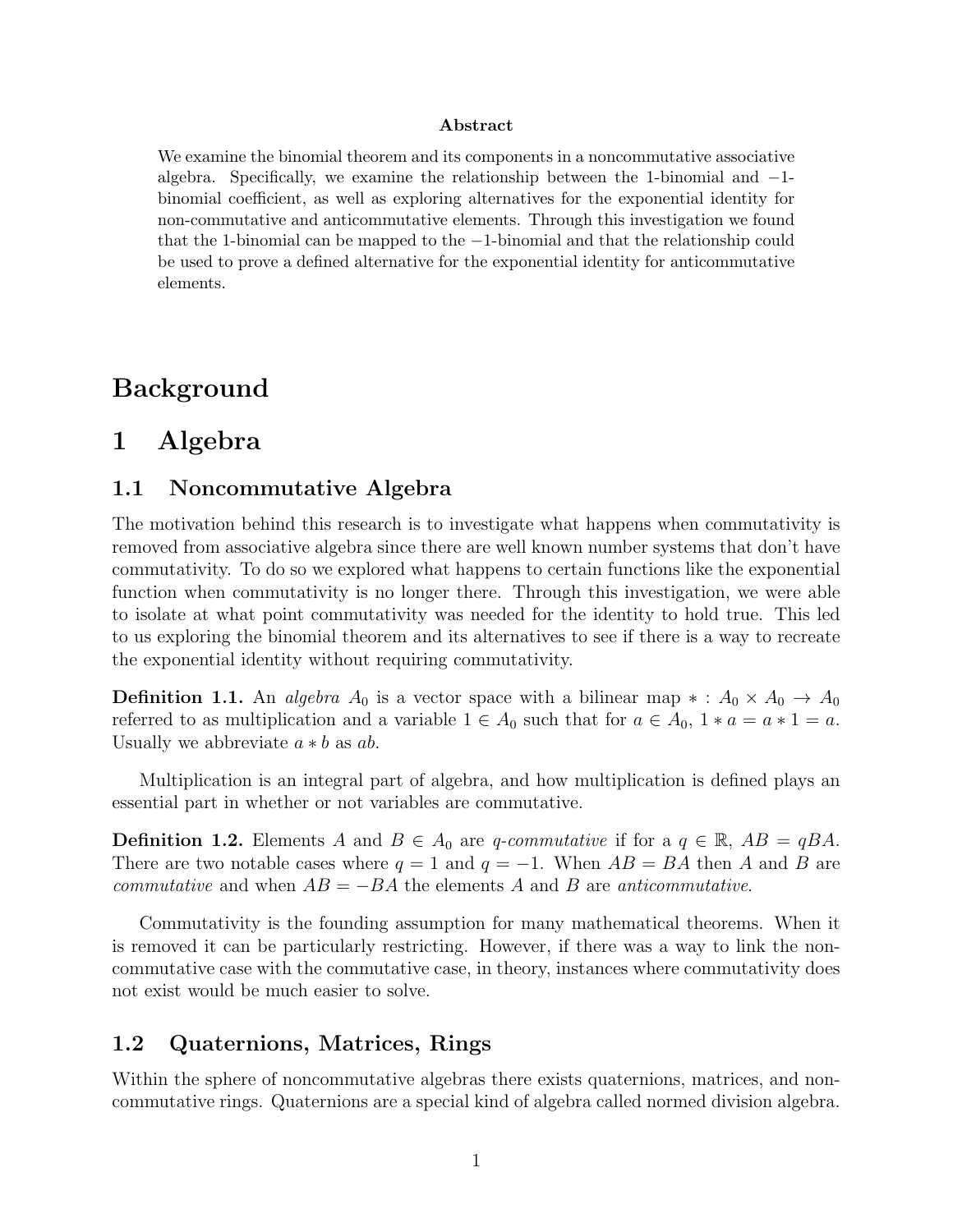**Abstract**

We examine the binomial theorem and its components in a noncommutative associative algebra. Specifically, we examine the relationship between the 1-binomial and $-1$-binomial coefficient, as well as exploring alternatives for the exponential identity for non-commutative and anticommutative elements. Through this investigation we found that the 1-binomial can be mapped to the $-1$-binomial and that the relationship could be used to prove a defined alternative for the exponential identity for anticommutative elements.

# Background

# 1 Algebra

## 1.1 Noncommutative Algebra

The motivation behind this research is to investigate what happens when commutativity is removed from associative algebra since there are well known number systems that don't have commutativity. To do so we explored what happens to certain functions like the exponential function when commutativity is no longer there. Through this investigation, we were able to isolate at what point commutativity was needed for the identity to hold true. This led to us exploring the binomial theorem and its alternatives to see if there is a way to recreate the exponential identity without requiring commutativity.

**Definition 1.1.** An *algebra* $A_0$ is a vector space with a bilinear map $* : A_0 \times A_0 \to A_0$ referred to as multiplication and a variable $1 \in A_0$ such that for $a \in A_0$, $1 * a = a * 1 = a$. Usually we abbreviate $a * b$ as $ab$.

Multiplication is an integral part of algebra, and how multiplication is defined plays an essential part in whether or not variables are commutative.

**Definition 1.2.** Elements $A$ and $B \in A_0$ are *q-commutative* if for a $q \in \mathbb{R}$, $AB = qBA$. There are two notable cases where $q = 1$ and $q = -1$. When $AB = BA$ then $A$ and $B$ are *commutative* and when $AB = -BA$ the elements $A$ and $B$ are *anticommutative*.

Commutativity is the founding assumption for many mathematical theorems. When it is removed it can be particularly restricting. However, if there was a way to link the noncommutative case with the commutative case, in theory, instances where commutativity does not exist would be much easier to solve.

## 1.2 Quaternions, Matrices, Rings

Within the sphere of noncommutative algebras there exists quaternions, matrices, and noncommutative rings. Quaternions are a special kind of algebra called normed division algebra.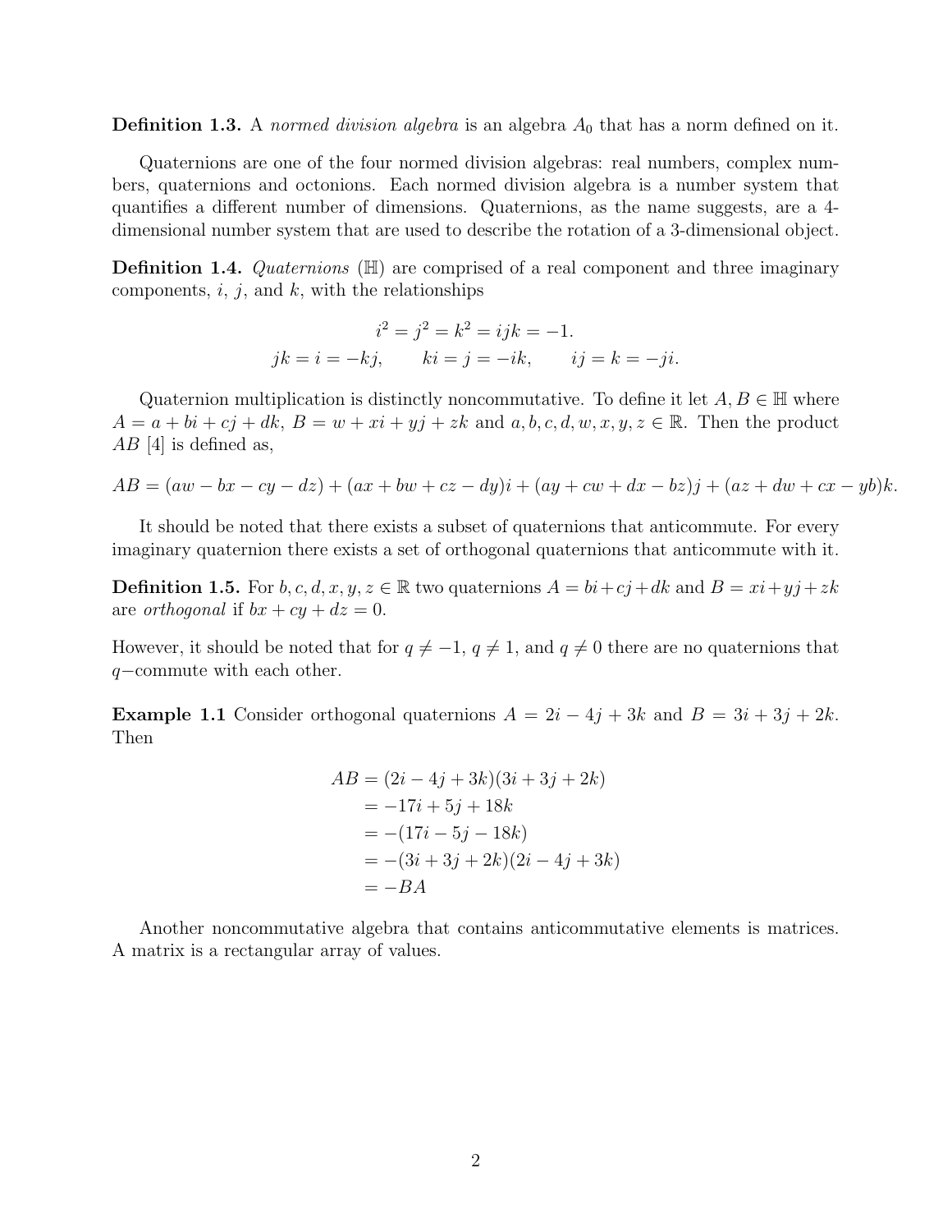**Definition 1.3.** A *normed division algebra* is an algebra $A_0$ that has a norm defined on it.

Quaternions are one of the four normed division algebras: real numbers, complex numbers, quaternions and octonions. Each normed division algebra is a number system that quantifies a different number of dimensions. Quaternions, as the name suggests, are a 4-dimensional number system that are used to describe the rotation of a 3-dimensional object.

**Definition 1.4.** *Quaternions* ($\mathbb{H}$) are comprised of a real component and three imaginary components, $i$, $j$, and $k$, with the relationships

$$i^2 = j^2 = k^2 = ijk = -1.$$
$$jk = i = -kj, \qquad ki = j = -ik, \qquad ij = k = -ji.$$

Quaternion multiplication is distinctly noncommutative. To define it let $A, B \in \mathbb{H}$ where $A = a + bi + cj + dk$, $B = w + xi + yj + zk$ and $a, b, c, d, w, x, y, z \in \mathbb{R}$. Then the product $AB$ [4] is defined as,

$$AB = (aw - bx - cy - dz) + (ax + bw + cz - dy)i + (ay + cw + dx - bz)j + (az + dw + cx - yb)k.$$

It should be noted that there exists a subset of quaternions that anticommute. For every imaginary quaternion there exists a set of orthogonal quaternions that anticommute with it.

**Definition 1.5.** For $b, c, d, x, y, z \in \mathbb{R}$ two quaternions $A = bi + cj + dk$ and $B = xi + yj + zk$ are *orthogonal* if $bx + cy + dz = 0$.

However, it should be noted that for $q \neq -1$, $q \neq 1$, and $q \neq 0$ there are no quaternions that $q-$commute with each other.

**Example 1.1** Consider orthogonal quaternions $A = 2i - 4j + 3k$ and $B = 3i + 3j + 2k$. Then

$$\begin{aligned}
AB &= (2i - 4j + 3k)(3i + 3j + 2k) \\
&= -17i + 5j + 18k \\
&= -(17i - 5j - 18k) \\
&= -(3i + 3j + 2k)(2i - 4j + 3k) \\
&= -BA
\end{aligned}$$

Another noncommutative algebra that contains anticommutative elements is matrices. A matrix is a rectangular array of values.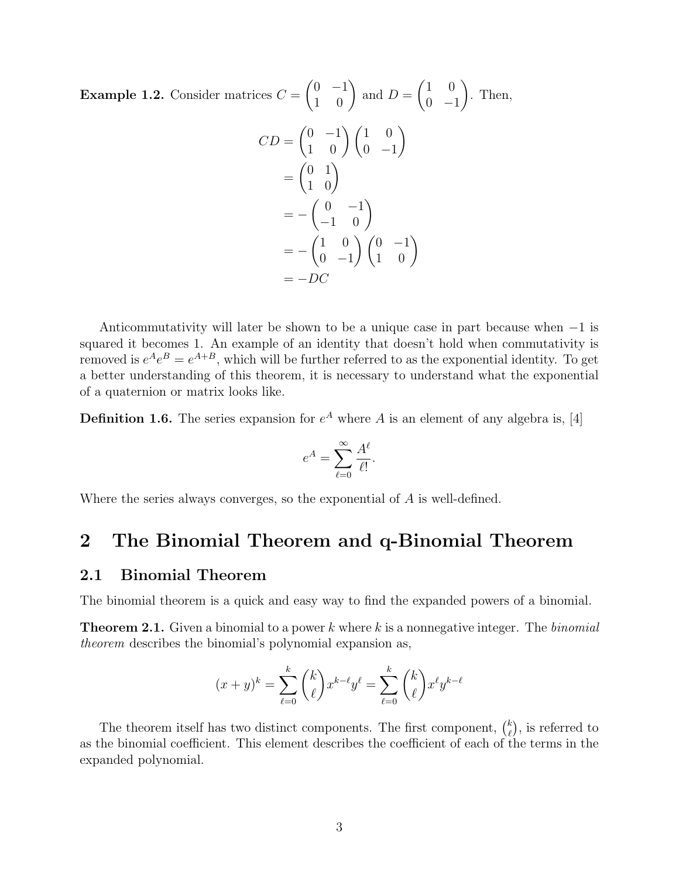**Example 1.2.** Consider matrices $C = \begin{pmatrix} 0 & -1 \\ 1 & 0 \end{pmatrix}$ and $D = \begin{pmatrix} 1 & 0 \\ 0 & -1 \end{pmatrix}$. Then,

$$
\begin{aligned}
CD &= \begin{pmatrix} 0 & -1 \\ 1 & 0 \end{pmatrix} \begin{pmatrix} 1 & 0 \\ 0 & -1 \end{pmatrix} \\
&= \begin{pmatrix} 0 & 1 \\ 1 & 0 \end{pmatrix} \\
&= -\begin{pmatrix} 0 & -1 \\ -1 & 0 \end{pmatrix} \\
&= -\begin{pmatrix} 1 & 0 \\ 0 & -1 \end{pmatrix} \begin{pmatrix} 0 & -1 \\ 1 & 0 \end{pmatrix} \\
&= -DC
\end{aligned}
$$

Anticommutativity will later be shown to be a unique case in part because when $-1$ is squared it becomes 1. An example of an identity that doesn't hold when commutativity is removed is $e^A e^B = e^{A+B}$, which will be further referred to as the exponential identity. To get a better understanding of this theorem, it is necessary to understand what the exponential of a quaternion or matrix looks like.

**Definition 1.6.** The series expansion for $e^A$ where $A$ is an element of any algebra is, [4]

$$
e^A = \sum_{\ell=0}^{\infty} \frac{A^\ell}{\ell!}.
$$

Where the series always converges, so the exponential of $A$ is well-defined.

# 2 The Binomial Theorem and q-Binomial Theorem

## 2.1 Binomial Theorem

The binomial theorem is a quick and easy way to find the expanded powers of a binomial.

**Theorem 2.1.** Given a binomial to a power $k$ where $k$ is a nonnegative integer. The *binomial theorem* describes the binomial's polynomial expansion as,

$$
(x+y)^k = \sum_{\ell=0}^{k} \binom{k}{\ell} x^{k-\ell} y^\ell = \sum_{\ell=0}^{k} \binom{k}{\ell} x^\ell y^{k-\ell}
$$

The theorem itself has two distinct components. The first component, $\binom{k}{\ell}$, is referred to as the binomial coefficient. This element describes the coefficient of each of the terms in the expanded polynomial.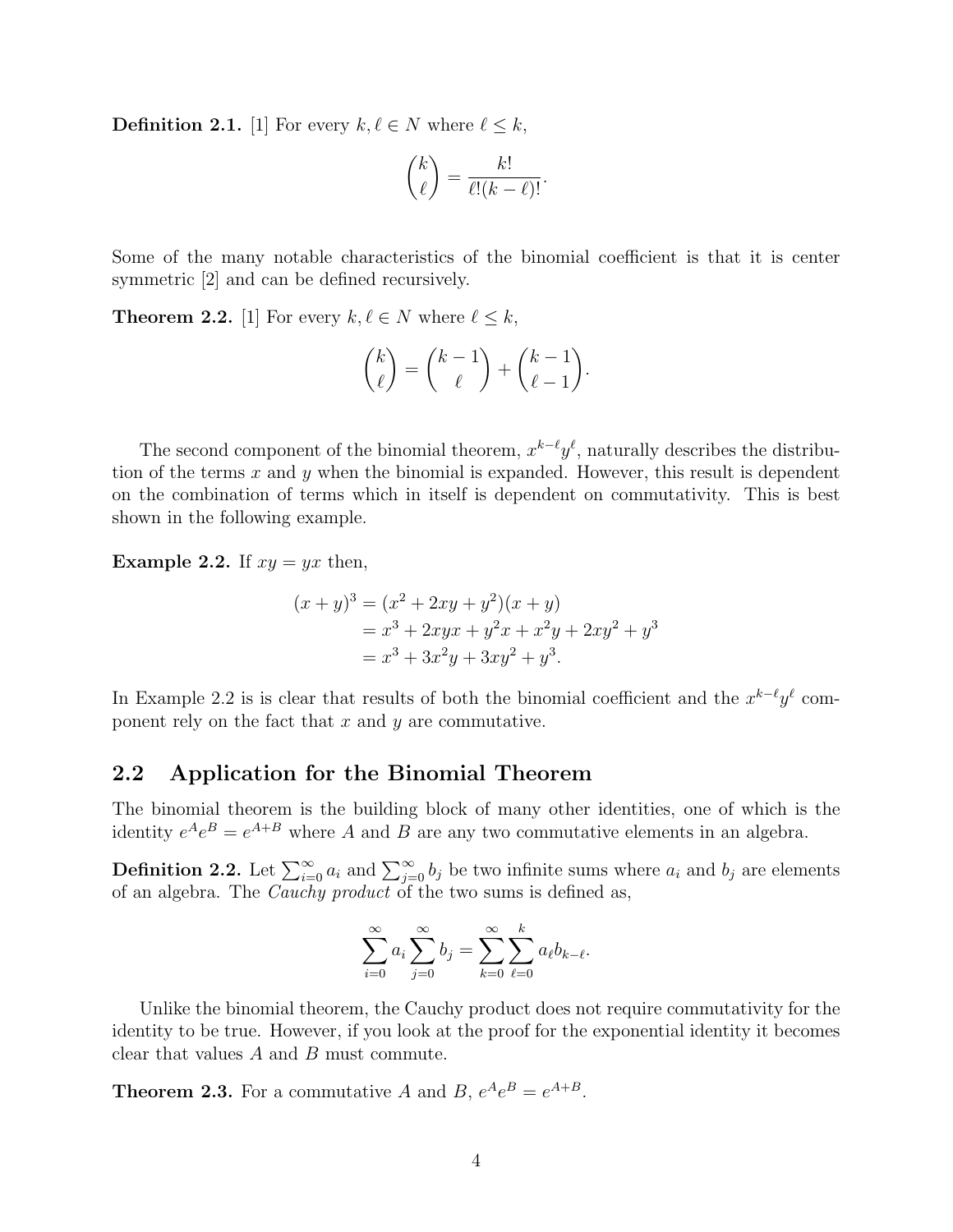**Definition 2.1.** [1] For every $k, \ell \in N$ where $\ell \leq k$,

$$\binom{k}{\ell} = \frac{k!}{\ell!(k-\ell)!}.$$

Some of the many notable characteristics of the binomial coefficient is that it is center symmetric [2] and can be defined recursively.

**Theorem 2.2.** [1] For every $k, \ell \in N$ where $\ell \leq k$,

$$\binom{k}{\ell} = \binom{k-1}{\ell} + \binom{k-1}{\ell-1}.$$

The second component of the binomial theorem, $x^{k-\ell}y^{\ell}$, naturally describes the distribution of the terms $x$ and $y$ when the binomial is expanded. However, this result is dependent on the combination of terms which in itself is dependent on commutativity. This is best shown in the following example.

**Example 2.2.** If $xy = yx$ then,

$$\begin{aligned}
(x+y)^3 &= (x^2 + 2xy + y^2)(x+y) \\
&= x^3 + 2xyx + y^2x + x^2y + 2xy^2 + y^3 \\
&= x^3 + 3x^2y + 3xy^2 + y^3.
\end{aligned}$$

In Example 2.2 is is clear that results of both the binomial coefficient and the $x^{k-\ell}y^{\ell}$ component rely on the fact that $x$ and $y$ are commutative.

## 2.2 Application for the Binomial Theorem

The binomial theorem is the building block of many other identities, one of which is the identity $e^A e^B = e^{A+B}$ where $A$ and $B$ are any two commutative elements in an algebra.

**Definition 2.2.** Let $\sum_{i=0}^{\infty} a_i$ and $\sum_{j=0}^{\infty} b_j$ be two infinite sums where $a_i$ and $b_j$ are elements of an algebra. The *Cauchy product* of the two sums is defined as,

$$\sum_{i=0}^{\infty} a_i \sum_{j=0}^{\infty} b_j = \sum_{k=0}^{\infty} \sum_{\ell=0}^{k} a_\ell b_{k-\ell}.$$

Unlike the binomial theorem, the Cauchy product does not require commutativity for the identity to be true. However, if you look at the proof for the exponential identity it becomes clear that values $A$ and $B$ must commute.

**Theorem 2.3.** For a commutative $A$ and $B$, $e^A e^B = e^{A+B}$.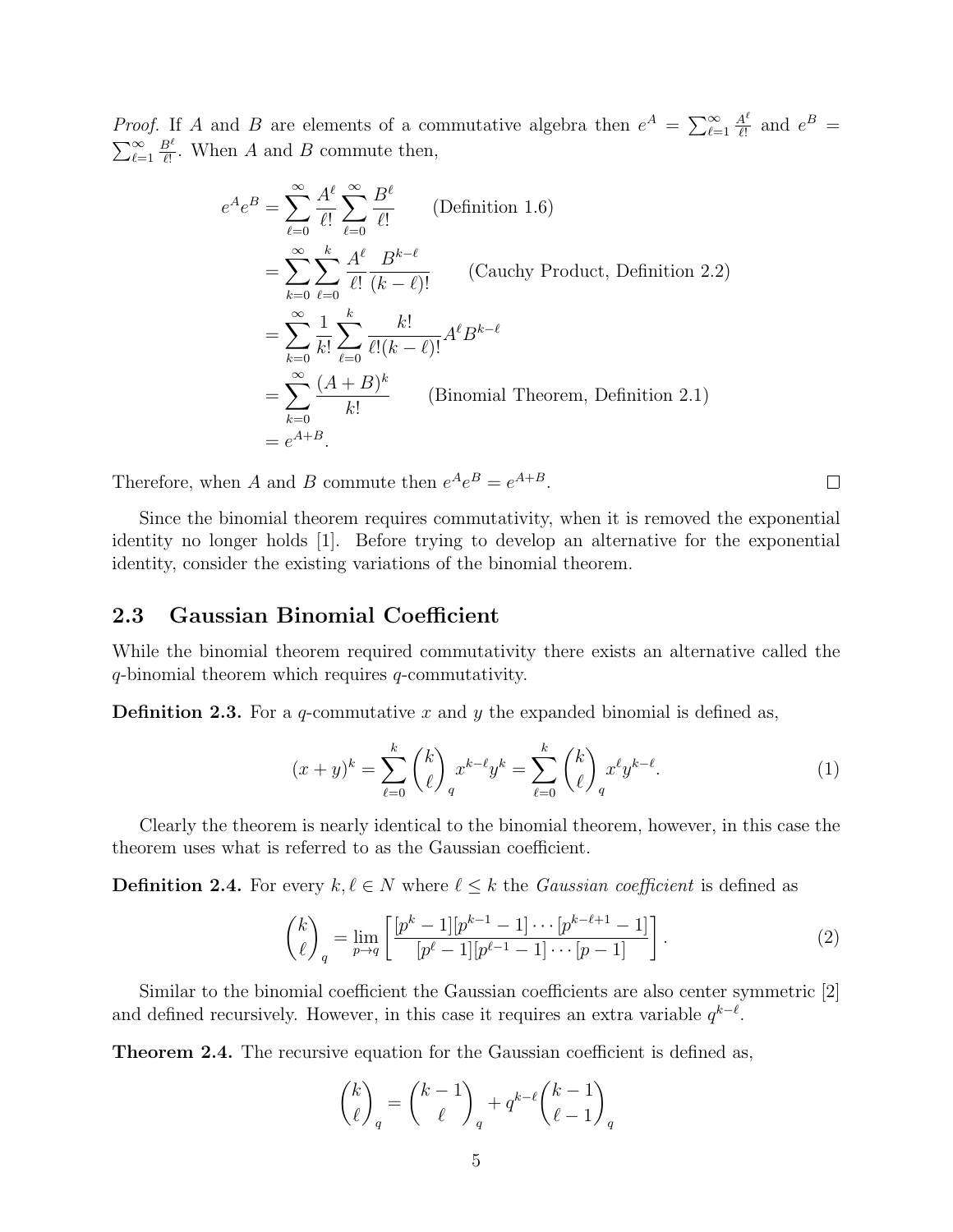*Proof.* If $A$ and $B$ are elements of a commutative algebra then $e^A = \sum_{\ell=1}^{\infty} \frac{A^\ell}{\ell!}$ and $e^B = \sum_{\ell=1}^{\infty} \frac{B^\ell}{\ell!}$. When $A$ and $B$ commute then,

$$
\begin{aligned}
e^A e^B &= \sum_{\ell=0}^{\infty} \frac{A^\ell}{\ell!} \sum_{\ell=0}^{\infty} \frac{B^\ell}{\ell!} \qquad \text{(Definition 1.6)} \\
&= \sum_{k=0}^{\infty} \sum_{\ell=0}^{k} \frac{A^\ell}{\ell!} \frac{B^{k-\ell}}{(k-\ell)!} \qquad \text{(Cauchy Product, Definition 2.2)} \\
&= \sum_{k=0}^{\infty} \frac{1}{k!} \sum_{\ell=0}^{k} \frac{k!}{\ell!(k-\ell)!} A^\ell B^{k-\ell} \\
&= \sum_{k=0}^{\infty} \frac{(A+B)^k}{k!} \qquad \text{(Binomial Theorem, Definition 2.1)} \\
&= e^{A+B}.
\end{aligned}
$$

Therefore, when $A$ and $B$ commute then $e^A e^B = e^{A+B}$. □

Since the binomial theorem requires commutativity, when it is removed the exponential identity no longer holds [1]. Before trying to develop an alternative for the exponential identity, consider the existing variations of the binomial theorem.

## 2.3 Gaussian Binomial Coefficient

While the binomial theorem required commutativity there exists an alternative called the $q$-binomial theorem which requires $q$-commutativity.

**Definition 2.3.** For a $q$-commutative $x$ and $y$ the expanded binomial is defined as,

$$
(x+y)^k = \sum_{\ell=0}^{k} \binom{k}{\ell}_q x^{k-\ell} y^k = \sum_{\ell=0}^{k} \binom{k}{\ell}_q x^\ell y^{k-\ell}. \tag{1}
$$

Clearly the theorem is nearly identical to the binomial theorem, however, in this case the theorem uses what is referred to as the Gaussian coefficient.

**Definition 2.4.** For every $k, \ell \in N$ where $\ell \leq k$ the *Gaussian coefficient* is defined as

$$
\binom{k}{\ell}_q = \lim_{p \to q} \left[ \frac{[p^k - 1][p^{k-1} - 1] \cdots [p^{k-\ell+1} - 1]}{[p^\ell - 1][p^{\ell-1} - 1] \cdots [p - 1]} \right]. \tag{2}
$$

Similar to the binomial coefficient the Gaussian coefficients are also center symmetric [2] and defined recursively. However, in this case it requires an extra variable $q^{k-\ell}$.

**Theorem 2.4.** The recursive equation for the Gaussian coefficient is defined as,

$$
\binom{k}{\ell}_q = \binom{k-1}{\ell}_q + q^{k-\ell} \binom{k-1}{\ell-1}_q
$$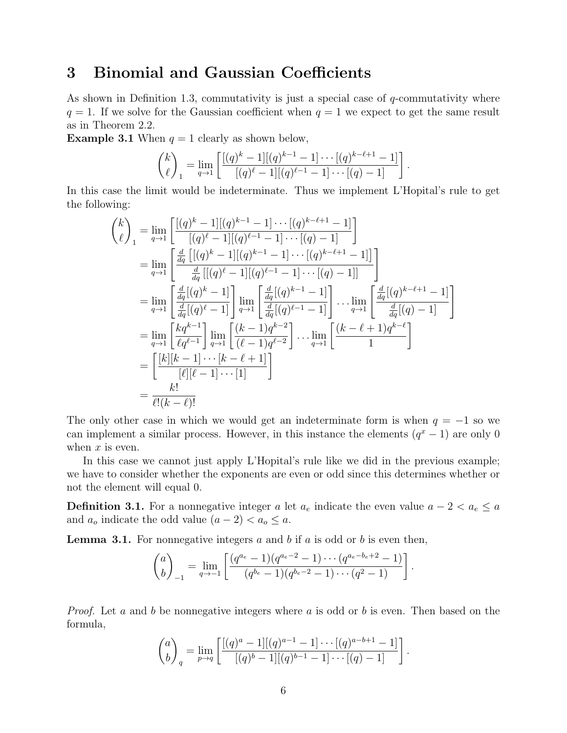## 3 Binomial and Gaussian Coefficients

As shown in Definition 1.3, commutativity is just a special case of $q$-commutativity where $q = 1$. If we solve for the Gaussian coefficient when $q = 1$ we expect to get the same result as in Theorem 2.2.

**Example 3.1** When $q = 1$ clearly as shown below,

$$\binom{k}{\ell}_1 = \lim_{q\to 1}\left[\frac{[(q)^k - 1][(q)^{k-1} - 1]\cdots[(q)^{k-\ell+1} - 1]}{[(q)^\ell - 1][(q)^{\ell-1} - 1]\cdots[(q) - 1]}\right].$$

In this case the limit would be indeterminate. Thus we implement L'Hopital's rule to get the following:

$$\begin{aligned}
\binom{k}{\ell}_1 &= \lim_{q\to 1}\left[\frac{[(q)^k - 1][(q)^{k-1} - 1]\cdots[(q)^{k-\ell+1} - 1]}{[(q)^\ell - 1][(q)^{\ell-1} - 1]\cdots[(q) - 1]}\right] \\
&= \lim_{q\to 1}\left[\frac{\frac{d}{dq}\left[[(q)^k - 1][(q)^{k-1} - 1]\cdots[(q)^{k-\ell+1} - 1]\right]}{\frac{d}{dq}\left[[(q)^\ell - 1][(q)^{\ell-1} - 1]\cdots[(q) - 1]\right]}\right] \\
&= \lim_{q\to 1}\left[\frac{\frac{d}{dq}[(q)^k - 1]}{\frac{d}{dq}[(q)^\ell - 1]}\right]\lim_{q\to 1}\left[\frac{\frac{d}{dq}[(q)^{k-1} - 1]}{\frac{d}{dq}[(q)^{\ell-1} - 1]}\right]\cdots\lim_{q\to 1}\left[\frac{\frac{d}{dq}[(q)^{k-\ell+1} - 1]}{\frac{d}{dq}[(q) - 1]}\right] \\
&= \lim_{q\to 1}\left[\frac{kq^{k-1}}{\ell q^{\ell-1}}\right]\lim_{q\to 1}\left[\frac{(k-1)q^{k-2}}{(\ell-1)q^{\ell-2}}\right]\cdots\lim_{q\to 1}\left[\frac{(k-\ell+1)q^{k-\ell}}{1}\right] \\
&= \left[\frac{[k][k-1]\cdots[k-\ell+1]}{[\ell][\ell-1]\cdots[1]}\right] \\
&= \frac{k!}{\ell!(k-\ell)!}
\end{aligned}$$

The only other case in which we would get an indeterminate form is when $q = -1$ so we can implement a similar process. However, in this instance the elements $(q^x - 1)$ are only 0 when $x$ is even.

In this case we cannot just apply L'Hopital's rule like we did in the previous example; we have to consider whether the exponents are even or odd since this determines whether or not the element will equal 0.

**Definition 3.1.** For a nonnegative integer $a$ let $a_e$ indicate the even value $a - 2 < a_e \leq a$ and $a_o$ indicate the odd value $(a - 2) < a_o \leq a$.

**Lemma 3.1.** For nonnegative integers $a$ and $b$ if $a$ is odd or $b$ is even then,

$$\binom{a}{b}_{-1} = \lim_{q\to -1}\left[\frac{(q^{a_e} - 1)(q^{a_e-2} - 1)\cdots(q^{a_e-b_e+2} - 1)}{(q^{b_e} - 1)(q^{b_e-2} - 1)\cdots(q^2 - 1)}\right].$$

*Proof.* Let $a$ and $b$ be nonnegative integers where $a$ is odd or $b$ is even. Then based on the formula,

$$\binom{a}{b}_q = \lim_{p\to q}\left[\frac{[(q)^a - 1][(q)^{a-1} - 1]\cdots[(q)^{a-b+1} - 1]}{[(q)^b - 1][(q)^{b-1} - 1]\cdots[(q) - 1]}\right].$$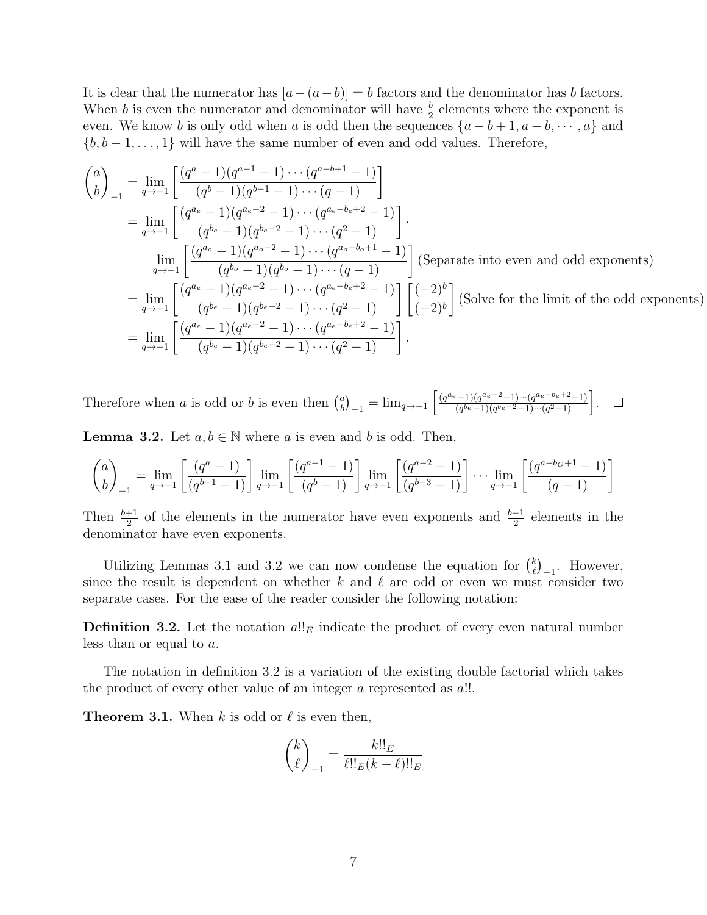It is clear that the numerator has $[a-(a-b)] = b$ factors and the denominator has $b$ factors. When $b$ is even the numerator and denominator will have $\frac{b}{2}$ elements where the exponent is even. We know $b$ is only odd when $a$ is odd then the sequences $\{a-b+1, a-b, \cdots, a\}$ and $\{b, b-1, \ldots, 1\}$ will have the same number of even and odd values. Therefore,

$$
\begin{aligned}
\binom{a}{b}_{-1} &= \lim_{q\to -1}\left[\frac{(q^a-1)(q^{a-1}-1)\cdots(q^{a-b+1}-1)}{(q^b-1)(q^{b-1}-1)\cdots(q-1)}\right] \\
&= \lim_{q\to -1}\left[\frac{(q^{a_e}-1)(q^{a_e-2}-1)\cdots(q^{a_e-b_e+2}-1)}{(q^{b_e}-1)(q^{b_e-2}-1)\cdots(q^2-1)}\right]\cdot \\
&\quad \lim_{q\to -1}\left[\frac{(q^{a_o}-1)(q^{a_o-2}-1)\cdots(q^{a_o-b_o+1}-1)}{(q^{b_o}-1)(q^{b_o}-1)\cdots(q-1)}\right] \text{(Separate into even and odd exponents)} \\
&= \lim_{q\to -1}\left[\frac{(q^{a_e}-1)(q^{a_e-2}-1)\cdots(q^{a_e-b_e+2}-1)}{(q^{b_e}-1)(q^{b_e-2}-1)\cdots(q^2-1)}\right]\left[\frac{(-2)^b}{(-2)^b}\right] \text{(Solve for the limit of the odd exponents)} \\
&= \lim_{q\to -1}\left[\frac{(q^{a_e}-1)(q^{a_e-2}-1)\cdots(q^{a_e-b_e+2}-1)}{(q^{b_e}-1)(q^{b_e-2}-1)\cdots(q^2-1)}\right].
\end{aligned}
$$

Therefore when $a$ is odd or $b$ is even then $\binom{a}{b}_{-1} = \lim_{q\to -1}\left[\frac{(q^{a_e}-1)(q^{a_e-2}-1)\cdots(q^{a_e-b_e+2}-1)}{(q^{b_e}-1)(q^{b_e-2}-1)\cdots(q^2-1)}\right]$. $\square$

**Lemma 3.2.** Let $a, b \in \mathbb{N}$ where $a$ is even and $b$ is odd. Then,

$$
\binom{a}{b}_{-1} = \lim_{q\to -1}\left[\frac{(q^a-1)}{(q^{b-1}-1)}\right]\lim_{q\to -1}\left[\frac{(q^{a-1}-1)}{(q^b-1)}\right]\lim_{q\to -1}\left[\frac{(q^{a-2}-1)}{(q^{b-3}-1)}\right]\cdots\lim_{q\to -1}\left[\frac{(q^{a-b_O+1}-1)}{(q-1)}\right]
$$

Then $\frac{b+1}{2}$ of the elements in the numerator have even exponents and $\frac{b-1}{2}$ elements in the denominator have even exponents.

Utilizing Lemmas 3.1 and 3.2 we can now condense the equation for $\binom{k}{\ell}_{-1}$. However, since the result is dependent on whether $k$ and $\ell$ are odd or even we must consider two separate cases. For the ease of the reader consider the following notation:

**Definition 3.2.** Let the notation $a!!_E$ indicate the product of every even natural number less than or equal to $a$.

The notation in definition 3.2 is a variation of the existing double factorial which takes the product of every other value of an integer $a$ represented as $a!!$.

**Theorem 3.1.** When $k$ is odd or $\ell$ is even then,

$$
\binom{k}{\ell}_{-1} = \frac{k!!_E}{\ell!!_E(k-\ell)!!_E}
$$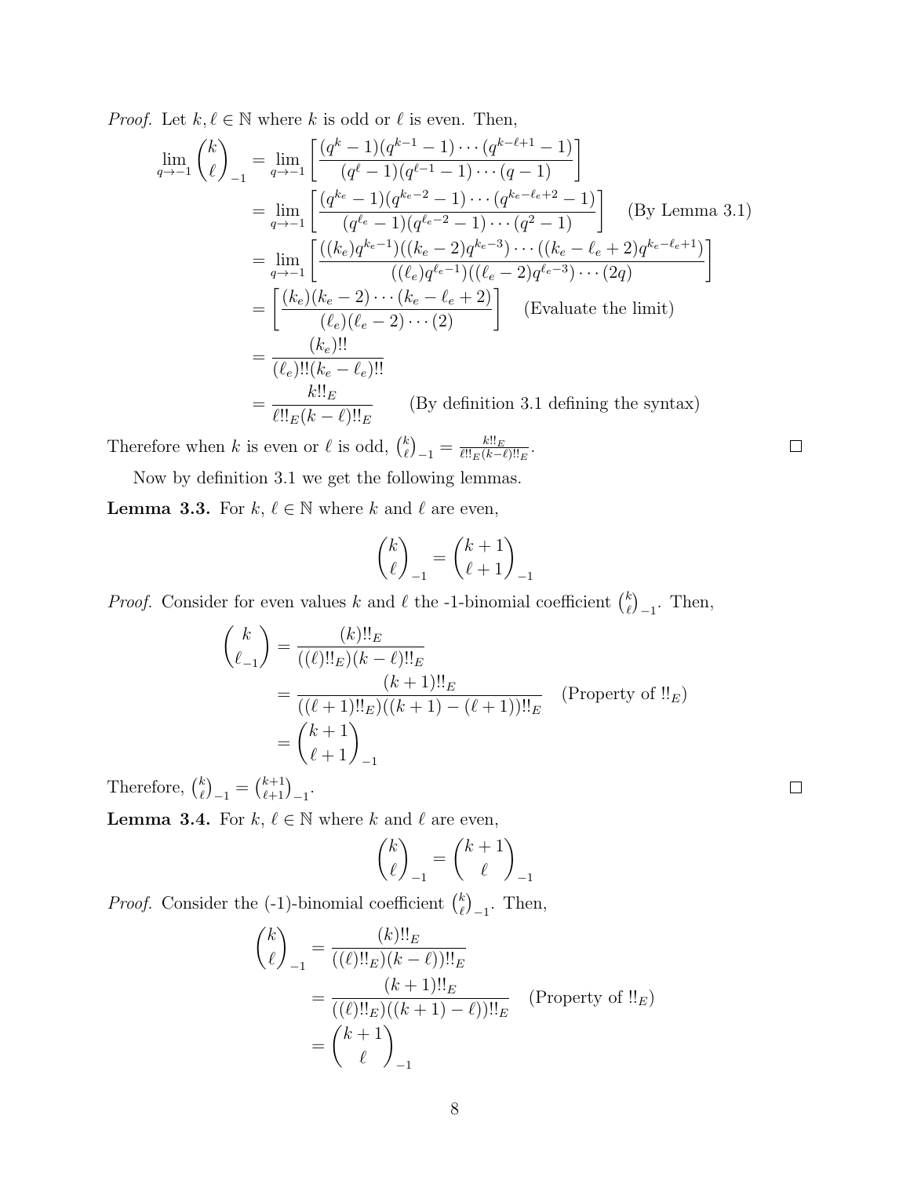*Proof.* Let $k, \ell \in \mathbb{N}$ where $k$ is odd or $\ell$ is even. Then,

$$
\begin{aligned}
\lim_{q\to -1} \binom{k}{\ell}_{-1} &= \lim_{q\to -1} \left[ \frac{(q^k-1)(q^{k-1}-1)\cdots(q^{k-\ell+1}-1)}{(q^\ell-1)(q^{\ell-1}-1)\cdots(q-1)} \right] \\
&= \lim_{q\to -1} \left[ \frac{(q^{k_e}-1)(q^{k_e-2}-1)\cdots(q^{k_e-\ell_e+2}-1)}{(q^{\ell_e}-1)(q^{\ell_e-2}-1)\cdots(q^2-1)} \right] \quad \text{(By Lemma 3.1)} \\
&= \lim_{q\to -1} \left[ \frac{((k_e)q^{k_e-1})((k_e-2)q^{k_e-3})\cdots((k_e-\ell_e+2)q^{k_e-\ell_e+1})}{((\ell_e)q^{\ell_e-1})((\ell_e-2)q^{\ell_e-3})\cdots(2q)} \right] \\
&= \left[ \frac{(k_e)(k_e-2)\cdots(k_e-\ell_e+2)}{(\ell_e)(\ell_e-2)\cdots(2)} \right] \quad \text{(Evaluate the limit)} \\
&= \frac{(k_e)!!}{(\ell_e)!!(k_e-\ell_e)!!} \\
&= \frac{k!!_E}{\ell!!_E(k-\ell)!!_E} \qquad \text{(By definition 3.1 defining the syntax)}
\end{aligned}
$$

Therefore when $k$ is even or $\ell$ is odd, $\binom{k}{\ell}_{-1} = \frac{k!!_E}{\ell!!_E(k-\ell)!!_E}$. ☐

Now by definition 3.1 we get the following lemmas.

**Lemma 3.3.** For $k, \ell \in \mathbb{N}$ where $k$ and $\ell$ are even,

$$\binom{k}{\ell}_{-1} = \binom{k+1}{\ell+1}_{-1}$$

*Proof.* Consider for even values $k$ and $\ell$ the -1-binomial coefficient $\binom{k}{\ell}_{-1}$. Then,

$$
\begin{aligned}
\binom{k}{\ell_{-1}} &= \frac{(k)!!_E}{((\ell)!!_E)(k-\ell)!!_E} \\
&= \frac{(k+1)!!_E}{((\ell+1)!!_E)((k+1)-(\ell+1))!!_E} \quad \text{(Property of } !!_E\text{)} \\
&= \binom{k+1}{\ell+1}_{-1}
\end{aligned}
$$

Therefore, $\binom{k}{\ell}_{-1} = \binom{k+1}{\ell+1}_{-1}$. ☐

**Lemma 3.4.** For $k, \ell \in \mathbb{N}$ where $k$ and $\ell$ are even,

$$\binom{k}{\ell}_{-1} = \binom{k+1}{\ell}_{-1}$$

*Proof.* Consider the (-1)-binomial coefficient $\binom{k}{\ell}_{-1}$. Then,

$$
\begin{aligned}
\binom{k}{\ell}_{-1} &= \frac{(k)!!_E}{((\ell)!!_E)(k-\ell))!!_E} \\
&= \frac{(k+1)!!_E}{((\ell)!!_E)((k+1)-\ell))!!_E} \quad \text{(Property of } !!_E\text{)} \\
&= \binom{k+1}{\ell}_{-1}
\end{aligned}
$$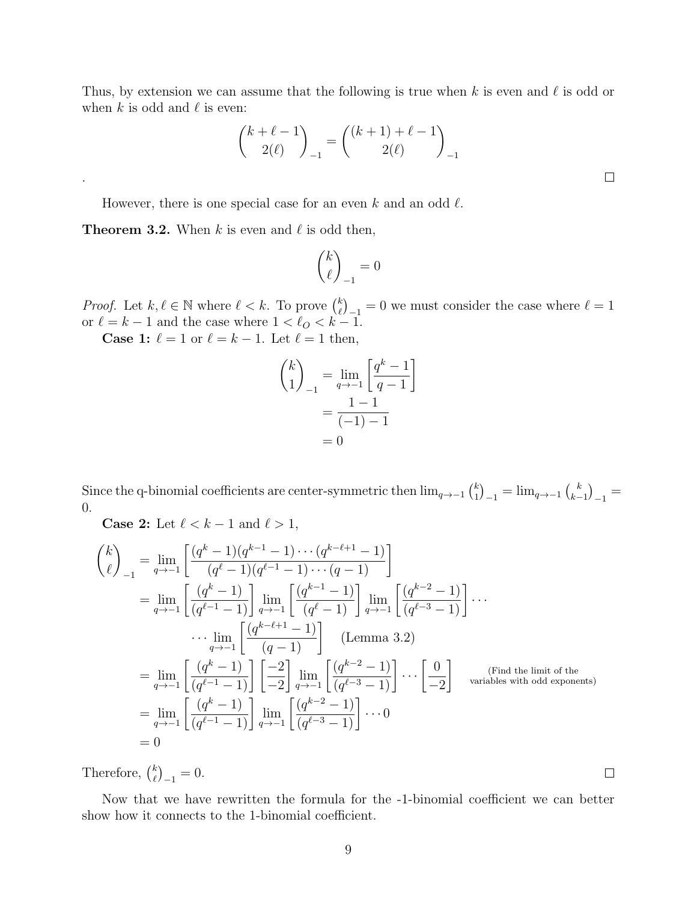Thus, by extension we can assume that the following is true when $k$ is even and $\ell$ is odd or when $k$ is odd and $\ell$ is even:

$$\binom{k+\ell-1}{2(\ell)}_{-1} = \binom{(k+1)+\ell-1}{2(\ell)}_{-1}$$

. $\square$

However, there is one special case for an even $k$ and an odd $\ell$.

**Theorem 3.2.** When $k$ is even and $\ell$ is odd then,

$$\binom{k}{\ell}_{-1} = 0$$

*Proof.* Let $k, \ell \in \mathbb{N}$ where $\ell < k$. To prove $\binom{k}{\ell}_{-1} = 0$ we must consider the case where $\ell = 1$ or $\ell = k-1$ and the case where $1 < \ell_O < k-1$.

**Case 1:** $\ell = 1$ or $\ell = k-1$. Let $\ell = 1$ then,

$$\begin{aligned}
\binom{k}{1}_{-1} &= \lim_{q\to -1}\left[\frac{q^k - 1}{q-1}\right] \\
&= \frac{1-1}{(-1)-1} \\
&= 0
\end{aligned}$$

Since the q-binomial coefficients are center-symmetric then $\lim_{q\to -1}\binom{k}{1}_{-1} = \lim_{q\to -1}\binom{k}{k-1}_{-1} = 0$.

**Case 2:** Let $\ell < k-1$ and $\ell > 1$,

$$\begin{aligned}
\binom{k}{\ell}_{-1} &= \lim_{q\to -1}\left[\frac{(q^k-1)(q^{k-1}-1)\cdots(q^{k-\ell+1}-1)}{(q^\ell-1)(q^{\ell-1}-1)\cdots(q-1)}\right] \\
&= \lim_{q\to -1}\left[\frac{(q^k-1)}{(q^{\ell-1}-1)}\right]\lim_{q\to -1}\left[\frac{(q^{k-1}-1)}{(q^{\ell}-1)}\right]\lim_{q\to -1}\left[\frac{(q^{k-2}-1)}{(q^{\ell-3}-1)}\right]\cdots \\
&\qquad \cdots \lim_{q\to -1}\left[\frac{(q^{k-\ell+1}-1)}{(q-1)}\right] \quad \text{(Lemma 3.2)} \\
&= \lim_{q\to -1}\left[\frac{(q^k-1)}{(q^{\ell-1}-1)}\right]\left[\frac{-2}{-2}\right]\lim_{q\to -1}\left[\frac{(q^{k-2}-1)}{(q^{\ell-3}-1)}\right]\cdots\left[\frac{0}{-2}\right] \quad \text{(Find the limit of the variables with odd exponents)} \\
&= \lim_{q\to -1}\left[\frac{(q^k-1)}{(q^{\ell-1}-1)}\right]\lim_{q\to -1}\left[\frac{(q^{k-2}-1)}{(q^{\ell-3}-1)}\right]\cdots 0 \\
&= 0
\end{aligned}$$

Therefore, $\binom{k}{\ell}_{-1} = 0$. $\square$

Now that we have rewritten the formula for the -1-binomial coefficient we can better show how it connects to the 1-binomial coefficient.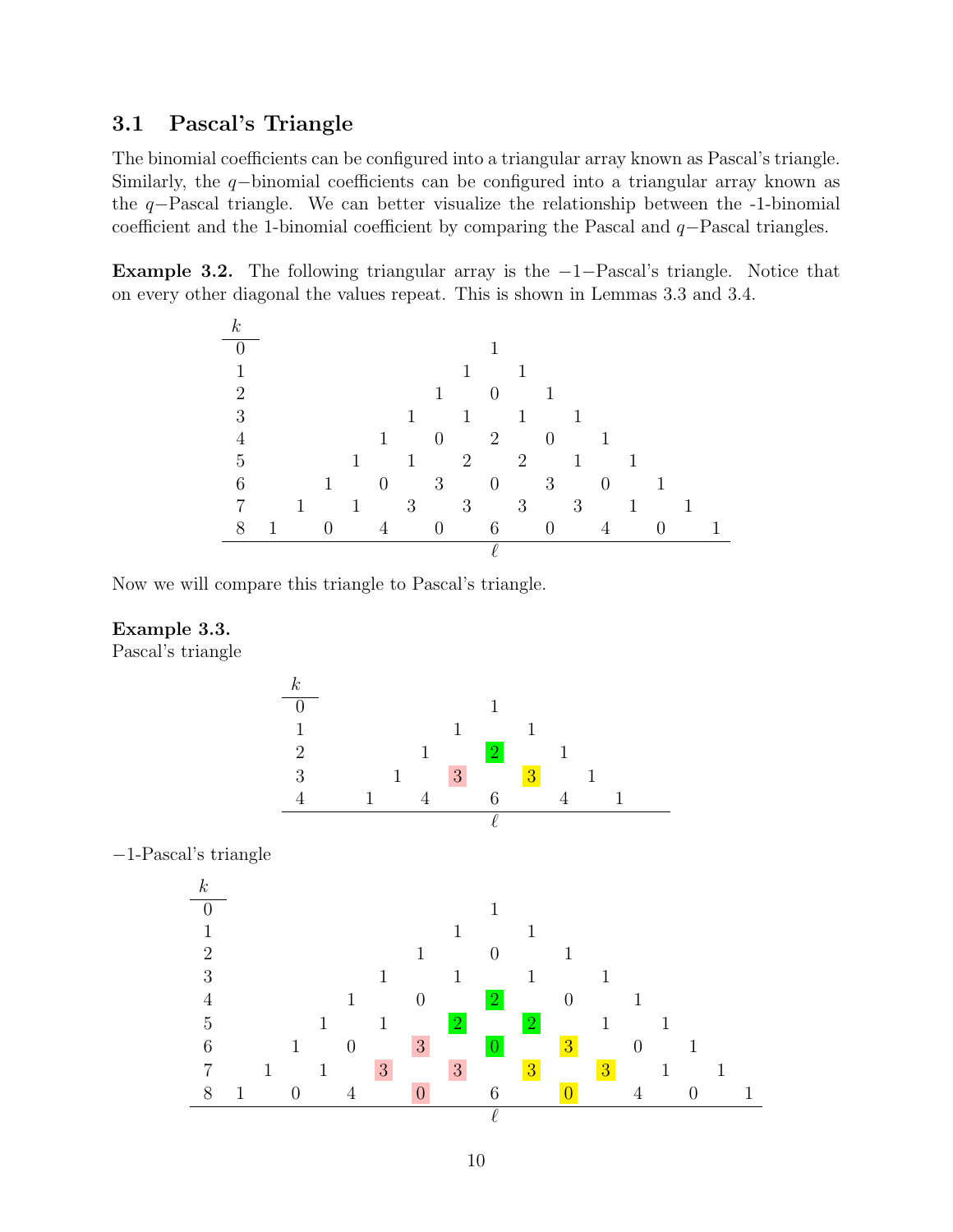### 3.1 Pascal's Triangle

The binomial coefficients can be configured into a triangular array known as Pascal's triangle. Similarly, the $q-$binomial coefficients can be configured into a triangular array known as the $q-$Pascal triangle. We can better visualize the relationship between the -1-binomial coefficient and the 1-binomial coefficient by comparing the Pascal and $q-$Pascal triangles.

**Example 3.2.** The following triangular array is the $-1-$Pascal's triangle. Notice that on every other diagonal the values repeat. This is shown in Lemmas 3.3 and 3.4.

```
k
0                 1
1               1   1
2             1   0   1
3           1   1   1   1
4         1   0   2   0   1
5       1   1   2   2   1   1
6     1   0   3   0   3   0   1
7   1   1   3   3   3   3   1   1
8 1   0   4   0   6   0   4   0   1
                  ℓ
```

Now we will compare this triangle to Pascal's triangle.

**Example 3.3.**
Pascal's triangle

```
k
0         1
1       1   1
2     1   2   1
3   1   3   3   1
4 1   4   6   4   1
          ℓ
```

$-1$-Pascal's triangle

```
k
0                 1
1               1   1
2             1   0   1
3           1   1   1   1
4         1   0   2   0   1
5       1   1   2   2   1   1
6     1   0   3   0   3   0   1
7   1   1   3   3   3   3   1   1
8 1   0   4   0   6   0   4   0   1
                  ℓ
```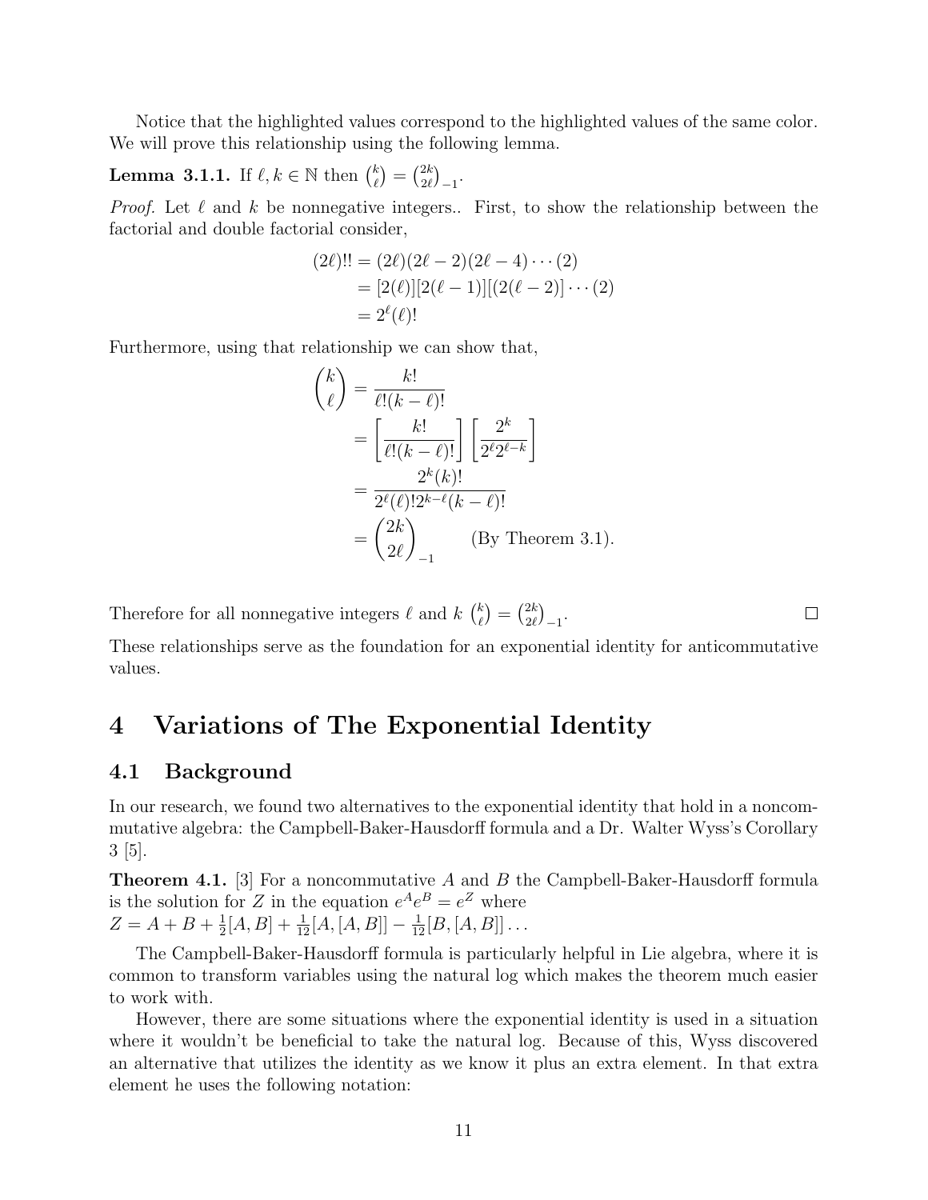Notice that the highlighted values correspond to the highlighted values of the same color. We will prove this relationship using the following lemma.

**Lemma 3.1.1.** If $\ell, k \in \mathbb{N}$ then $\binom{k}{\ell} = \binom{2k}{2\ell}_{-1}$.

*Proof.* Let $\ell$ and $k$ be nonnegative integers.. First, to show the relationship between the factorial and double factorial consider,

$$\begin{aligned}
(2\ell)!! &= (2\ell)(2\ell-2)(2\ell-4)\cdots(2) \\
&= [2(\ell)][2(\ell-1)][(2(\ell-2)]\cdots(2) \\
&= 2^{\ell}(\ell)!
\end{aligned}$$

Furthermore, using that relationship we can show that,

$$\begin{aligned}
\binom{k}{\ell} &= \frac{k!}{\ell!(k-\ell)!} \\
&= \left[\frac{k!}{\ell!(k-\ell)!}\right]\left[\frac{2^k}{2^{\ell}2^{\ell-k}}\right] \\
&= \frac{2^k(k)!}{2^{\ell}(\ell)!2^{k-\ell}(k-\ell)!} \\
&= \binom{2k}{2\ell}_{-1} \qquad \text{(By Theorem 3.1).}
\end{aligned}$$

Therefore for all nonnegative integers $\ell$ and $k$ $\binom{k}{\ell} = \binom{2k}{2\ell}_{-1}$. □

These relationships serve as the foundation for an exponential identity for anticommutative values.

# 4 Variations of The Exponential Identity

## 4.1 Background

In our research, we found two alternatives to the exponential identity that hold in a noncommutative algebra: the Campbell-Baker-Hausdorff formula and a Dr. Walter Wyss's Corollary 3 [5].

**Theorem 4.1.** [3] For a noncommutative $A$ and $B$ the Campbell-Baker-Hausdorff formula is the solution for $Z$ in the equation $e^A e^B = e^Z$ where
$Z = A + B + \frac{1}{2}[A, B] + \frac{1}{12}[A, [A, B]] - \frac{1}{12}[B, [A, B]] \ldots$

The Campbell-Baker-Hausdorff formula is particularly helpful in Lie algebra, where it is common to transform variables using the natural log which makes the theorem much easier to work with.

However, there are some situations where the exponential identity is used in a situation where it wouldn't be beneficial to take the natural log. Because of this, Wyss discovered an alternative that utilizes the identity as we know it plus an extra element. In that extra element he uses the following notation: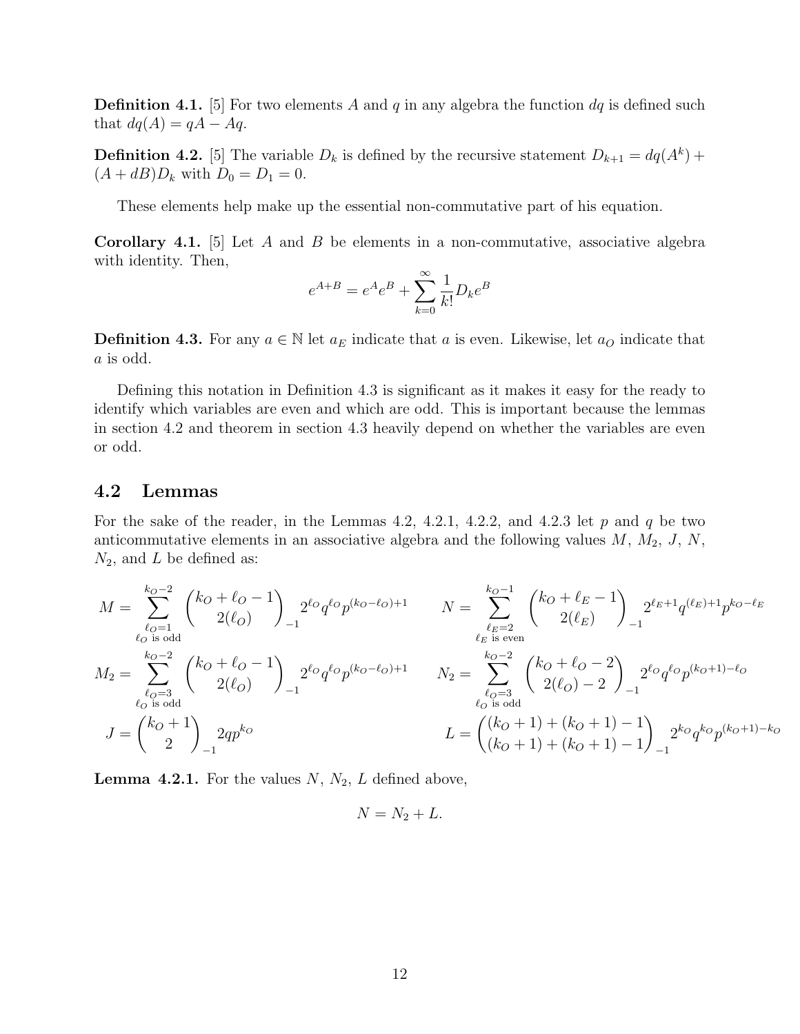**Definition 4.1.** [5] For two elements $A$ and $q$ in any algebra the function $dq$ is defined such that $dq(A) = qA - Aq$.

**Definition 4.2.** [5] The variable $D_k$ is defined by the recursive statement $D_{k+1} = dq(A^k) + (A + dB)D_k$ with $D_0 = D_1 = 0$.

These elements help make up the essential non-commutative part of his equation.

**Corollary 4.1.** [5] Let $A$ and $B$ be elements in a non-commutative, associative algebra with identity. Then,

$$e^{A+B} = e^A e^B + \sum_{k=0}^{\infty} \frac{1}{k!} D_k e^B$$

**Definition 4.3.** For any $a \in \mathbb{N}$ let $a_E$ indicate that $a$ is even. Likewise, let $a_O$ indicate that $a$ is odd.

Defining this notation in Definition 4.3 is significant as it makes it easy for the ready to identify which variables are even and which are odd. This is important because the lemmas in section 4.2 and theorem in section 4.3 heavily depend on whether the variables are even or odd.

## 4.2 Lemmas

For the sake of the reader, in the Lemmas 4.2, 4.2.1, 4.2.2, and 4.2.3 let $p$ and $q$ be two anticommutative elements in an associative algebra and the following values $M$, $M_2$, $J$, $N$, $N_2$, and $L$ be defined as:

$$M = \sum_{\substack{\ell_O = 1 \\ \ell_O \text{ is odd}}}^{k_O - 2} \binom{k_O + \ell_O - 1}{2(\ell_O)}_{-1} 2^{\ell_O} q^{\ell_O} p^{(k_O - \ell_O)+1} \qquad N = \sum_{\substack{\ell_E = 2 \\ \ell_E \text{ is even}}}^{k_O - 1} \binom{k_O + \ell_E - 1}{2(\ell_E)}_{-1} 2^{\ell_E + 1} q^{(\ell_E)+1} p^{k_O - \ell_E}$$

$$M_2 = \sum_{\substack{\ell_O = 3 \\ \ell_O \text{ is odd}}}^{k_O - 2} \binom{k_O + \ell_O - 1}{2(\ell_O)}_{-1} 2^{\ell_O} q^{\ell_O} p^{(k_O - \ell_O)+1} \qquad N_2 = \sum_{\substack{\ell_O = 3 \\ \ell_O \text{ is odd}}}^{k_O - 2} \binom{k_O + \ell_O - 2}{2(\ell_O) - 2}_{-1} 2^{\ell_O} q^{\ell_O} p^{(k_O + 1) - \ell_O}$$

$$J = \binom{k_O + 1}{2}_{-1} 2 q p^{k_O} \qquad L = \binom{(k_O + 1) + (k_O + 1) - 1}{(k_O + 1) + (k_O + 1) - 1}_{-1} 2^{k_O} q^{k_O} p^{(k_O + 1) - k_O}$$

**Lemma 4.2.1.** For the values $N$, $N_2$, $L$ defined above,

$$N = N_2 + L.$$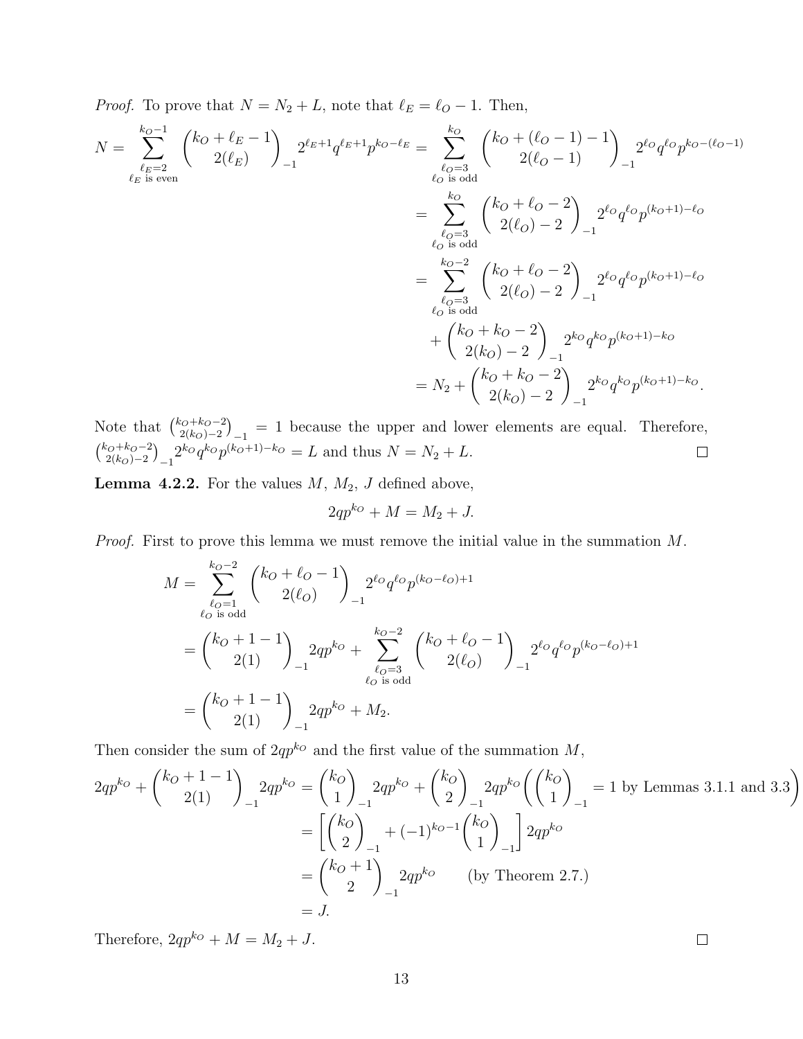*Proof.* To prove that $N = N_2 + L$, note that $\ell_E = \ell_O - 1$. Then,

$$
\begin{aligned}
N = \sum_{\substack{\ell_E=2 \\ \ell_E \text{ is even}}}^{k_O-1} \binom{k_O+\ell_E-1}{2(\ell_E)}_{-1} 2^{\ell_E+1} q^{\ell_E+1} p^{k_O-\ell_E} &= \sum_{\substack{\ell_O=3 \\ \ell_O \text{ is odd}}}^{k_O} \binom{k_O+(\ell_O-1)-1}{2(\ell_O-1)}_{-1} 2^{\ell_O} q^{\ell_O} p^{k_O-(\ell_O-1)} \\
&= \sum_{\substack{\ell_O=3 \\ \ell_O \text{ is odd}}}^{k_O} \binom{k_O+\ell_O-2}{2(\ell_O)-2}_{-1} 2^{\ell_O} q^{\ell_O} p^{(k_O+1)-\ell_O} \\
&= \sum_{\substack{\ell_O=3 \\ \ell_O \text{ is odd}}}^{k_O-2} \binom{k_O+\ell_O-2}{2(\ell_O)-2}_{-1} 2^{\ell_O} q^{\ell_O} p^{(k_O+1)-\ell_O} \\
&\quad + \binom{k_O+k_O-2}{2(k_O)-2}_{-1} 2^{k_O} q^{k_O} p^{(k_O+1)-k_O} \\
&= N_2 + \binom{k_O+k_O-2}{2(k_O)-2}_{-1} 2^{k_O} q^{k_O} p^{(k_O+1)-k_O}.
\end{aligned}
$$

Note that $\binom{k_O+k_O-2}{2(k_O)-2}_{-1} = 1$ because the upper and lower elements are equal. Therefore, $\binom{k_O+k_O-2}{2(k_O)-2}_{-1} 2^{k_O} q^{k_O} p^{(k_O+1)-k_O} = L$ and thus $N = N_2 + L$. □

**Lemma 4.2.2.** For the values $M$, $M_2$, $J$ defined above,

$$2qp^{k_O} + M = M_2 + J.$$

*Proof.* First to prove this lemma we must remove the initial value in the summation $M$.

$$
\begin{aligned}
M &= \sum_{\substack{\ell_O=1 \\ \ell_O \text{ is odd}}}^{k_O-2} \binom{k_O+\ell_O-1}{2(\ell_O)}_{-1} 2^{\ell_O} q^{\ell_O} p^{(k_O-\ell_O)+1} \\
&= \binom{k_O+1-1}{2(1)}_{-1} 2qp^{k_O} + \sum_{\substack{\ell_O=3 \\ \ell_O \text{ is odd}}}^{k_O-2} \binom{k_O+\ell_O-1}{2(\ell_O)}_{-1} 2^{\ell_O} q^{\ell_O} p^{(k_O-\ell_O)+1} \\
&= \binom{k_O+1-1}{2(1)}_{-1} 2qp^{k_O} + M_2.
\end{aligned}
$$

Then consider the sum of $2qp^{k_O}$ and the first value of the summation $M$,

$$
\begin{aligned}
2qp^{k_O} + \binom{k_O+1-1}{2(1)}_{-1} 2qp^{k_O} &= \binom{k_O}{1}_{-1} 2qp^{k_O} + \binom{k_O}{2}_{-1} 2qp^{k_O} \left( \binom{k_O}{1}_{-1} = 1 \text{ by Lemmas 3.1.1 and 3.3} \right) \\
&= \left[ \binom{k_O}{2}_{-1} + (-1)^{k_O-1} \binom{k_O}{1}_{-1} \right] 2qp^{k_O} \\
&= \binom{k_O+1}{2}_{-1} 2qp^{k_O} \qquad \text{(by Theorem 2.7.)} \\
&= J.
\end{aligned}
$$

Therefore, $2qp^{k_O} + M = M_2 + J$. □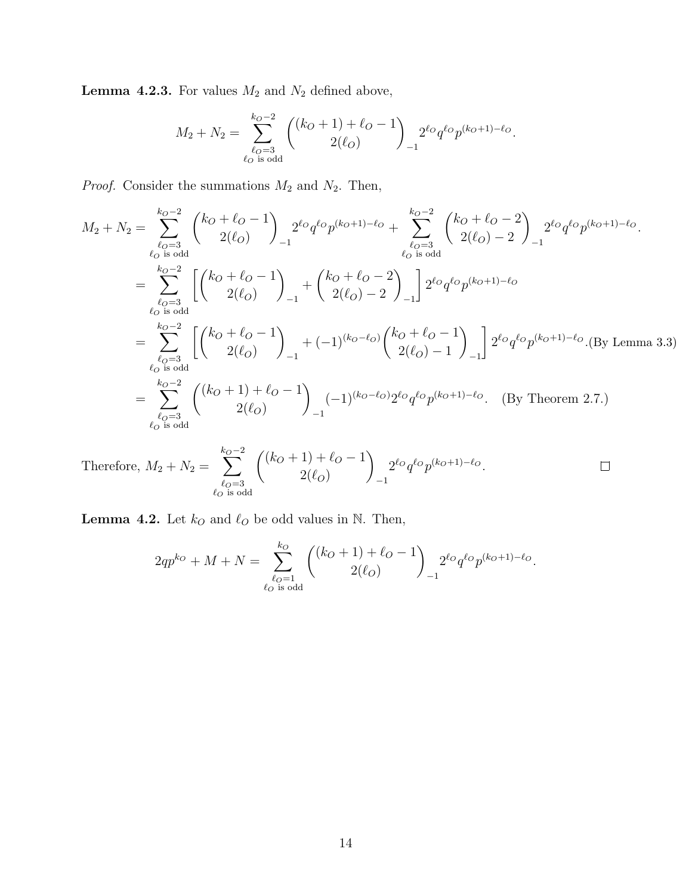**Lemma 4.2.3.** For values $M_2$ and $N_2$ defined above,

$$M_2 + N_2 = \sum_{\substack{\ell_O=3 \\ \ell_O \text{ is odd}}}^{k_O-2} \binom{(k_O+1)+\ell_O-1}{2(\ell_O)}_{-1} 2^{\ell_O} q^{\ell_O} p^{(k_O+1)-\ell_O}.$$

*Proof.* Consider the summations $M_2$ and $N_2$. Then,

$$\begin{aligned}
M_2 + N_2 &= \sum_{\substack{\ell_O=3 \\ \ell_O \text{ is odd}}}^{k_O-2} \binom{k_O+\ell_O-1}{2(\ell_O)}_{-1} 2^{\ell_O} q^{\ell_O} p^{(k_O+1)-\ell_O} + \sum_{\substack{\ell_O=3 \\ \ell_O \text{ is odd}}}^{k_O-2} \binom{k_O+\ell_O-2}{2(\ell_O)-2}_{-1} 2^{\ell_O} q^{\ell_O} p^{(k_O+1)-\ell_O}. \\
&= \sum_{\substack{\ell_O=3 \\ \ell_O \text{ is odd}}}^{k_O-2} \left[ \binom{k_O+\ell_O-1}{2(\ell_O)}_{-1} + \binom{k_O+\ell_O-2}{2(\ell_O)-2}_{-1} \right] 2^{\ell_O} q^{\ell_O} p^{(k_O+1)-\ell_O} \\
&= \sum_{\substack{\ell_O=3 \\ \ell_O \text{ is odd}}}^{k_O-2} \left[ \binom{k_O+\ell_O-1}{2(\ell_O)}_{-1} + (-1)^{(k_O-\ell_O)} \binom{k_O+\ell_O-1}{2(\ell_O)-1}_{-1} \right] 2^{\ell_O} q^{\ell_O} p^{(k_O+1)-\ell_O}. \text{(By Lemma 3.3)} \\
&= \sum_{\substack{\ell_O=3 \\ \ell_O \text{ is odd}}}^{k_O-2} \binom{(k_O+1)+\ell_O-1}{2(\ell_O)}_{-1} (-1)^{(k_O-\ell_O)} 2^{\ell_O} q^{\ell_O} p^{(k_O+1)-\ell_O}. \quad \text{(By Theorem 2.7.)}
\end{aligned}$$

Therefore, $M_2 + N_2 = \displaystyle\sum_{\substack{\ell_O=3 \\ \ell_O \text{ is odd}}}^{k_O-2} \binom{(k_O+1)+\ell_O-1}{2(\ell_O)}_{-1} 2^{\ell_O} q^{\ell_O} p^{(k_O+1)-\ell_O}.$ □

**Lemma 4.2.** Let $k_O$ and $\ell_O$ be odd values in $\mathbb{N}$. Then,

$$2qp^{k_O} + M + N = \sum_{\substack{\ell_O=1 \\ \ell_O \text{ is odd}}}^{k_O} \binom{(k_O+1)+\ell_O-1}{2(\ell_O)}_{-1} 2^{\ell_O} q^{\ell_O} p^{(k_O+1)-\ell_O}.$$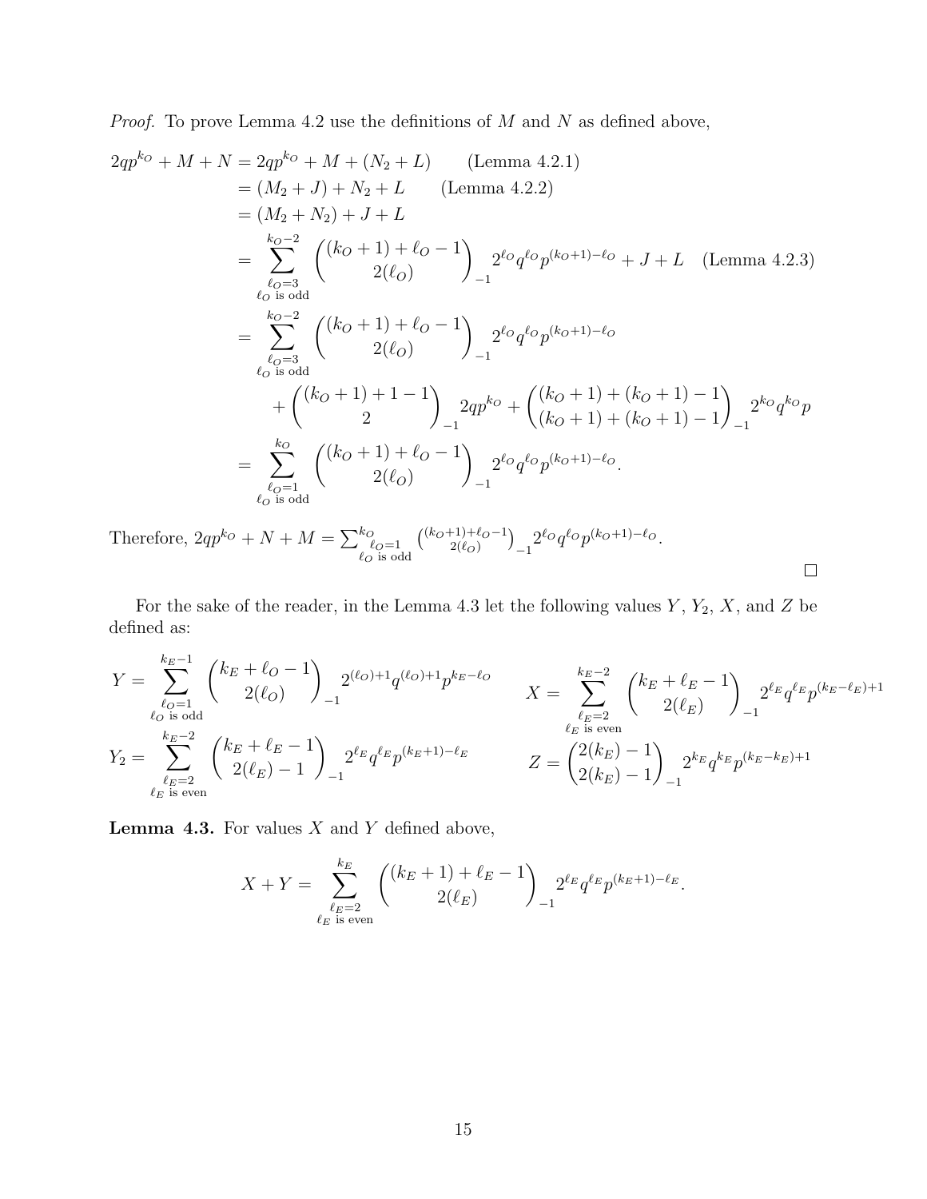*Proof.* To prove Lemma 4.2 use the definitions of $M$ and $N$ as defined above,

$$
\begin{aligned}
2qp^{k_O} + M + N &= 2qp^{k_O} + M + (N_2 + L) \qquad \text{(Lemma 4.2.1)} \\
&= (M_2 + J) + N_2 + L \qquad \text{(Lemma 4.2.2)} \\
&= (M_2 + N_2) + J + L \\
&= \sum_{\substack{\ell_O = 3 \\ \ell_O \text{ is odd}}}^{k_O - 2} \binom{(k_O+1) + \ell_O - 1}{2(\ell_O)}_{-1} 2^{\ell_O} q^{\ell_O} p^{(k_O+1)-\ell_O} + J + L \quad \text{(Lemma 4.2.3)} \\
&= \sum_{\substack{\ell_O = 3 \\ \ell_O \text{ is odd}}}^{k_O - 2} \binom{(k_O+1) + \ell_O - 1}{2(\ell_O)}_{-1} 2^{\ell_O} q^{\ell_O} p^{(k_O+1)-\ell_O} \\
&\quad + \binom{(k_O+1) + 1 - 1}{2}_{-1} 2qp^{k_O} + \binom{(k_O+1) + (k_O+1) - 1}{(k_O+1) + (k_O+1) - 1}_{-1} 2^{k_O} q^{k_O} p \\
&= \sum_{\substack{\ell_O = 1 \\ \ell_O \text{ is odd}}}^{k_O} \binom{(k_O+1) + \ell_O - 1}{2(\ell_O)}_{-1} 2^{\ell_O} q^{\ell_O} p^{(k_O+1)-\ell_O}.
\end{aligned}
$$

Therefore, $2qp^{k_O} + N + M = \sum_{\substack{\ell_O=1 \\ \ell_O \text{ is odd}}}^{k_O} \binom{(k_O+1)+\ell_O-1}{2(\ell_O)}_{-1} 2^{\ell_O} q^{\ell_O} p^{(k_O+1)-\ell_O}$.

□

For the sake of the reader, in the Lemma 4.3 let the following values $Y$, $Y_2$, $X$, and $Z$ be defined as:

$$
Y = \sum_{\substack{\ell_O = 1 \\ \ell_O \text{ is odd}}}^{k_E - 1} \binom{k_E + \ell_O - 1}{2(\ell_O)}_{-1} 2^{(\ell_O)+1} q^{(\ell_O)+1} p^{k_E - \ell_O} \qquad X = \sum_{\substack{\ell_E = 2 \\ \ell_E \text{ is even}}}^{k_E - 2} \binom{k_E + \ell_E - 1}{2(\ell_E)}_{-1} 2^{\ell_E} q^{\ell_E} p^{(k_E - \ell_E)+1}
$$

$$
Y_2 = \sum_{\substack{\ell_E = 2 \\ \ell_E \text{ is even}}}^{k_E - 2} \binom{k_E + \ell_E - 1}{2(\ell_E) - 1}_{-1} 2^{\ell_E} q^{\ell_E} p^{(k_E+1) - \ell_E} \qquad Z = \binom{2(k_E) - 1}{2(k_E) - 1}_{-1} 2^{k_E} q^{k_E} p^{(k_E - k_E)+1}
$$

**Lemma 4.3.** For values $X$ and $Y$ defined above,

$$
X + Y = \sum_{\substack{\ell_E = 2 \\ \ell_E \text{ is even}}}^{k_E} \binom{(k_E+1) + \ell_E - 1}{2(\ell_E)}_{-1} 2^{\ell_E} q^{\ell_E} p^{(k_E+1)-\ell_E}.
$$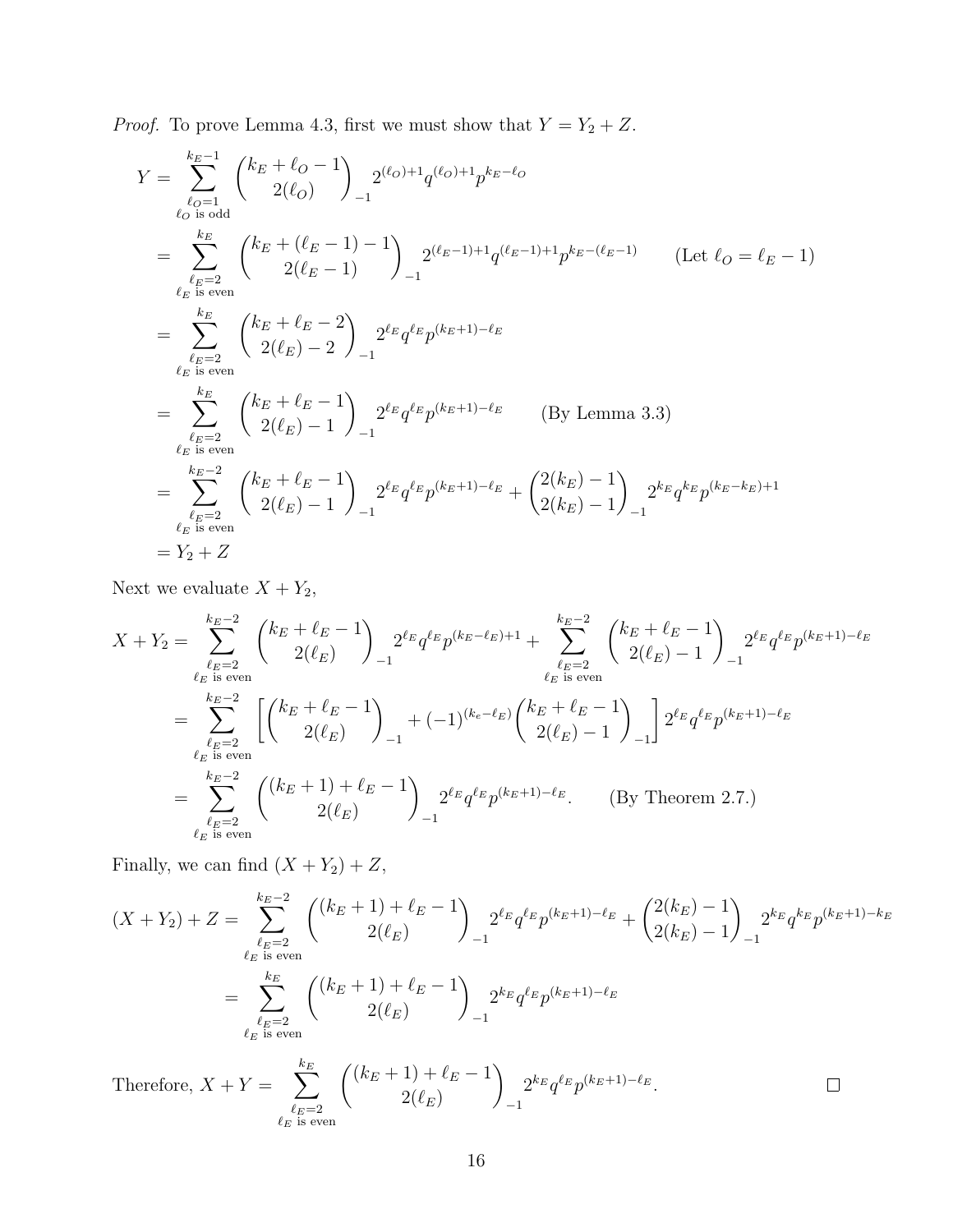*Proof.* To prove Lemma 4.3, first we must show that $Y = Y_2 + Z$.

$$
\begin{aligned}
Y &= \sum_{\substack{\ell_O=1 \\ \ell_O \text{ is odd}}}^{k_E-1} \binom{k_E+\ell_O-1}{2(\ell_O)}_{-1} 2^{(\ell_O)+1} q^{(\ell_O)+1} p^{k_E-\ell_O} \\
&= \sum_{\substack{\ell_E=2 \\ \ell_E \text{ is even}}}^{k_E} \binom{k_E+(\ell_E-1)-1}{2(\ell_E-1)}_{-1} 2^{(\ell_E-1)+1} q^{(\ell_E-1)+1} p^{k_E-(\ell_E-1)} \qquad (\text{Let } \ell_O = \ell_E - 1) \\
&= \sum_{\substack{\ell_E=2 \\ \ell_E \text{ is even}}}^{k_E} \binom{k_E+\ell_E-2}{2(\ell_E)-2}_{-1} 2^{\ell_E} q^{\ell_E} p^{(k_E+1)-\ell_E} \\
&= \sum_{\substack{\ell_E=2 \\ \ell_E \text{ is even}}}^{k_E} \binom{k_E+\ell_E-1}{2(\ell_E)-1}_{-1} 2^{\ell_E} q^{\ell_E} p^{(k_E+1)-\ell_E} \qquad (\text{By Lemma 3.3}) \\
&= \sum_{\substack{\ell_E=2 \\ \ell_E \text{ is even}}}^{k_E-2} \binom{k_E+\ell_E-1}{2(\ell_E)-1}_{-1} 2^{\ell_E} q^{\ell_E} p^{(k_E+1)-\ell_E} + \binom{2(k_E)-1}{2(k_E)-1}_{-1} 2^{k_E} q^{k_E} p^{(k_E-k_E)+1} \\
&= Y_2 + Z
\end{aligned}
$$

Next we evaluate $X + Y_2$,

$$
\begin{aligned}
X + Y_2 &= \sum_{\substack{\ell_E=2 \\ \ell_E \text{ is even}}}^{k_E-2} \binom{k_E+\ell_E-1}{2(\ell_E)}_{-1} 2^{\ell_E} q^{\ell_E} p^{(k_E-\ell_E)+1} + \sum_{\substack{\ell_E=2 \\ \ell_E \text{ is even}}}^{k_E-2} \binom{k_E+\ell_E-1}{2(\ell_E)-1}_{-1} 2^{\ell_E} q^{\ell_E} p^{(k_E+1)-\ell_E} \\
&= \sum_{\substack{\ell_E=2 \\ \ell_E \text{ is even}}}^{k_E-2} \left[ \binom{k_E+\ell_E-1}{2(\ell_E)}_{-1} + (-1)^{(k_e-\ell_E)} \binom{k_E+\ell_E-1}{2(\ell_E)-1}_{-1} \right] 2^{\ell_E} q^{\ell_E} p^{(k_E+1)-\ell_E} \\
&= \sum_{\substack{\ell_E=2 \\ \ell_E \text{ is even}}}^{k_E-2} \binom{(k_E+1)+\ell_E-1}{2(\ell_E)}_{-1} 2^{\ell_E} q^{\ell_E} p^{(k_E+1)-\ell_E}. \qquad (\text{By Theorem 2.7.})
\end{aligned}
$$

Finally, we can find $(X + Y_2) + Z$,

$$
\begin{aligned}
(X + Y_2) + Z &= \sum_{\substack{\ell_E=2 \\ \ell_E \text{ is even}}}^{k_E-2} \binom{(k_E+1)+\ell_E-1}{2(\ell_E)}_{-1} 2^{\ell_E} q^{\ell_E} p^{(k_E+1)-\ell_E} + \binom{2(k_E)-1}{2(k_E)-1}_{-1} 2^{k_E} q^{k_E} p^{(k_E+1)-k_E} \\
&= \sum_{\substack{\ell_E=2 \\ \ell_E \text{ is even}}}^{k_E} \binom{(k_E+1)+\ell_E-1}{2(\ell_E)}_{-1} 2^{k_E} q^{\ell_E} p^{(k_E+1)-\ell_E}
\end{aligned}
$$

Therefore, $X + Y = \displaystyle\sum_{\substack{\ell_E=2 \\ \ell_E \text{ is even}}}^{k_E} \binom{(k_E+1)+\ell_E-1}{2(\ell_E)}_{-1} 2^{k_E} q^{\ell_E} p^{(k_E+1)-\ell_E}.$ ∎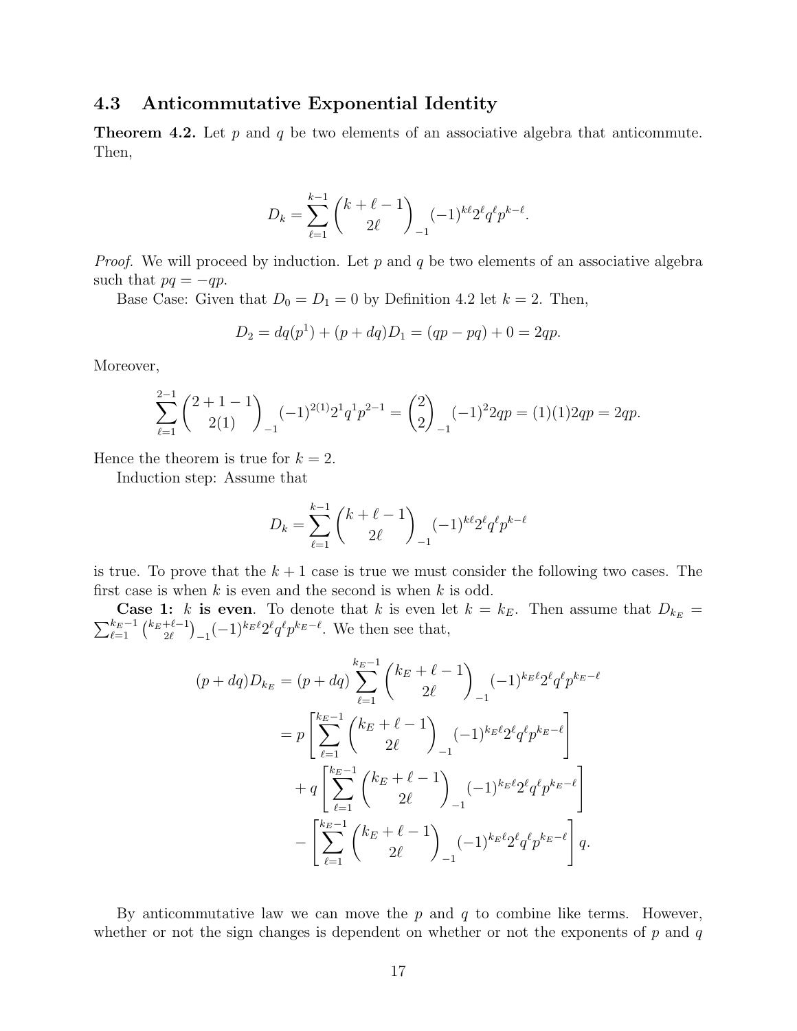### 4.3 Anticommutative Exponential Identity

**Theorem 4.2.** Let $p$ and $q$ be two elements of an associative algebra that anticommute. Then,

$$D_k = \sum_{\ell=1}^{k-1} \binom{k+\ell-1}{2\ell}_{-1} (-1)^{k\ell} 2^\ell q^\ell p^{k-\ell}.$$

*Proof.* We will proceed by induction. Let $p$ and $q$ be two elements of an associative algebra such that $pq = -qp$.

Base Case: Given that $D_0 = D_1 = 0$ by Definition 4.2 let $k = 2$. Then,

$$D_2 = dq(p^1) + (p + dq)D_1 = (qp - pq) + 0 = 2qp.$$

Moreover,

$$\sum_{\ell=1}^{2-1} \binom{2+1-1}{2(1)}_{-1} (-1)^{2(1)} 2^1 q^1 p^{2-1} = \binom{2}{2}_{-1} (-1)^2 2qp = (1)(1)2qp = 2qp.$$

Hence the theorem is true for $k = 2$.

Induction step: Assume that

$$D_k = \sum_{\ell=1}^{k-1} \binom{k+\ell-1}{2\ell}_{-1} (-1)^{k\ell} 2^\ell q^\ell p^{k-\ell}$$

is true. To prove that the $k+1$ case is true we must consider the following two cases. The first case is when $k$ is even and the second is when $k$ is odd.

**Case 1: $k$ is even**. To denote that $k$ is even let $k = k_E$. Then assume that $D_{k_E} = \sum_{\ell=1}^{k_E-1} \binom{k_E+\ell-1}{2\ell}_{-1} (-1)^{k_E\ell} 2^\ell q^\ell p^{k_E-\ell}$. We then see that,

$$\begin{aligned}
(p + dq)D_{k_E} &= (p + dq) \sum_{\ell=1}^{k_E-1} \binom{k_E+\ell-1}{2\ell}_{-1} (-1)^{k_E\ell} 2^\ell q^\ell p^{k_E-\ell} \\
&= p \left[ \sum_{\ell=1}^{k_E-1} \binom{k_E+\ell-1}{2\ell}_{-1} (-1)^{k_E\ell} 2^\ell q^\ell p^{k_E-\ell} \right] \\
&\quad + q \left[ \sum_{\ell=1}^{k_E-1} \binom{k_E+\ell-1}{2\ell}_{-1} (-1)^{k_E\ell} 2^\ell q^\ell p^{k_E-\ell} \right] \\
&\quad - \left[ \sum_{\ell=1}^{k_E-1} \binom{k_E+\ell-1}{2\ell}_{-1} (-1)^{k_E\ell} 2^\ell q^\ell p^{k_E-\ell} \right] q.
\end{aligned}$$

By anticommutative law we can move the $p$ and $q$ to combine like terms. However, whether or not the sign changes is dependent on whether or not the exponents of $p$ and $q$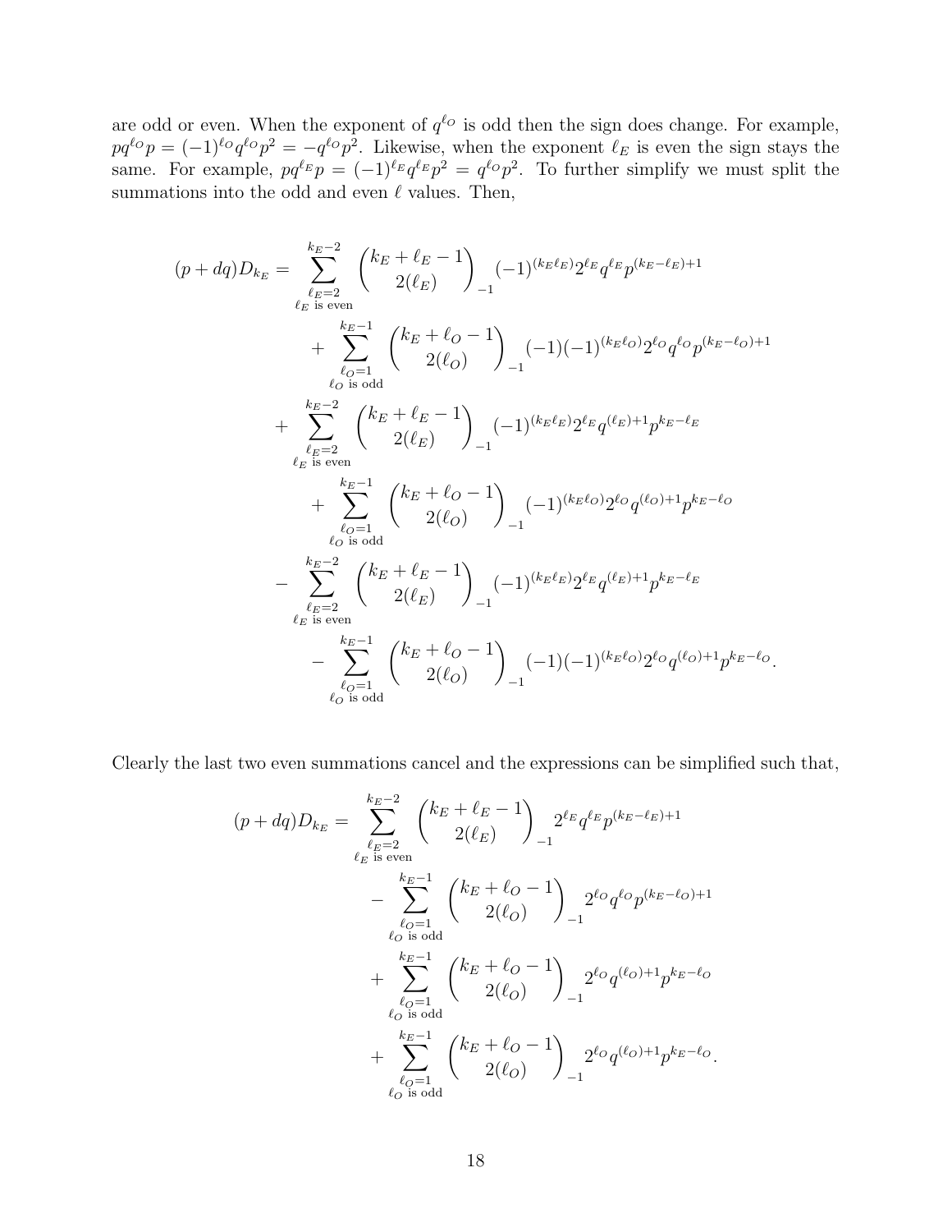are odd or even. When the exponent of $q^{\ell_O}$ is odd then the sign does change. For example, $pq^{\ell_O}p = (-1)^{\ell_O}q^{\ell_O}p^2 = -q^{\ell_O}p^2$. Likewise, when the exponent $\ell_E$ is even the sign stays the same. For example, $pq^{\ell_E}p = (-1)^{\ell_E}q^{\ell_E}p^2 = q^{\ell_O}p^2$. To further simplify we must split the summations into the odd and even $\ell$ values. Then,

$$
\begin{aligned}
(p+dq)D_{k_E} = \; & \sum_{\substack{\ell_E=2 \\ \ell_E \text{ is even}}}^{k_E-2} \binom{k_E+\ell_E-1}{2(\ell_E)}_{-1} (-1)^{(k_E\ell_E)} 2^{\ell_E} q^{\ell_E} p^{(k_E-\ell_E)+1} \\
& \quad + \sum_{\substack{\ell_O=1 \\ \ell_O \text{ is odd}}}^{k_E-1} \binom{k_E+\ell_O-1}{2(\ell_O)}_{-1} (-1)(-1)^{(k_E\ell_O)} 2^{\ell_O} q^{\ell_O} p^{(k_E-\ell_O)+1} \\
& + \sum_{\substack{\ell_E=2 \\ \ell_E \text{ is even}}}^{k_E-2} \binom{k_E+\ell_E-1}{2(\ell_E)}_{-1} (-1)^{(k_E\ell_E)} 2^{\ell_E} q^{(\ell_E)+1} p^{k_E-\ell_E} \\
& \quad + \sum_{\substack{\ell_O=1 \\ \ell_O \text{ is odd}}}^{k_E-1} \binom{k_E+\ell_O-1}{2(\ell_O)}_{-1} (-1)^{(k_E\ell_O)} 2^{\ell_O} q^{(\ell_O)+1} p^{k_E-\ell_O} \\
& - \sum_{\substack{\ell_E=2 \\ \ell_E \text{ is even}}}^{k_E-2} \binom{k_E+\ell_E-1}{2(\ell_E)}_{-1} (-1)^{(k_E\ell_E)} 2^{\ell_E} q^{(\ell_E)+1} p^{k_E-\ell_E} \\
& \quad - \sum_{\substack{\ell_O=1 \\ \ell_O \text{ is odd}}}^{k_E-1} \binom{k_E+\ell_O-1}{2(\ell_O)}_{-1} (-1)(-1)^{(k_E\ell_O)} 2^{\ell_O} q^{(\ell_O)+1} p^{k_E-\ell_O}.
\end{aligned}
$$

Clearly the last two even summations cancel and the expressions can be simplified such that,

$$
\begin{aligned}
(p+dq)D_{k_E} = \; & \sum_{\substack{\ell_E=2 \\ \ell_E \text{ is even}}}^{k_E-2} \binom{k_E+\ell_E-1}{2(\ell_E)}_{-1} 2^{\ell_E} q^{\ell_E} p^{(k_E-\ell_E)+1} \\
& - \sum_{\substack{\ell_O=1 \\ \ell_O \text{ is odd}}}^{k_E-1} \binom{k_E+\ell_O-1}{2(\ell_O)}_{-1} 2^{\ell_O} q^{\ell_O} p^{(k_E-\ell_O)+1} \\
& + \sum_{\substack{\ell_O=1 \\ \ell_O \text{ is odd}}}^{k_E-1} \binom{k_E+\ell_O-1}{2(\ell_O)}_{-1} 2^{\ell_O} q^{(\ell_O)+1} p^{k_E-\ell_O} \\
& + \sum_{\substack{\ell_O=1 \\ \ell_O \text{ is odd}}}^{k_E-1} \binom{k_E+\ell_O-1}{2(\ell_O)}_{-1} 2^{\ell_O} q^{(\ell_O)+1} p^{k_E-\ell_O}.
\end{aligned}
$$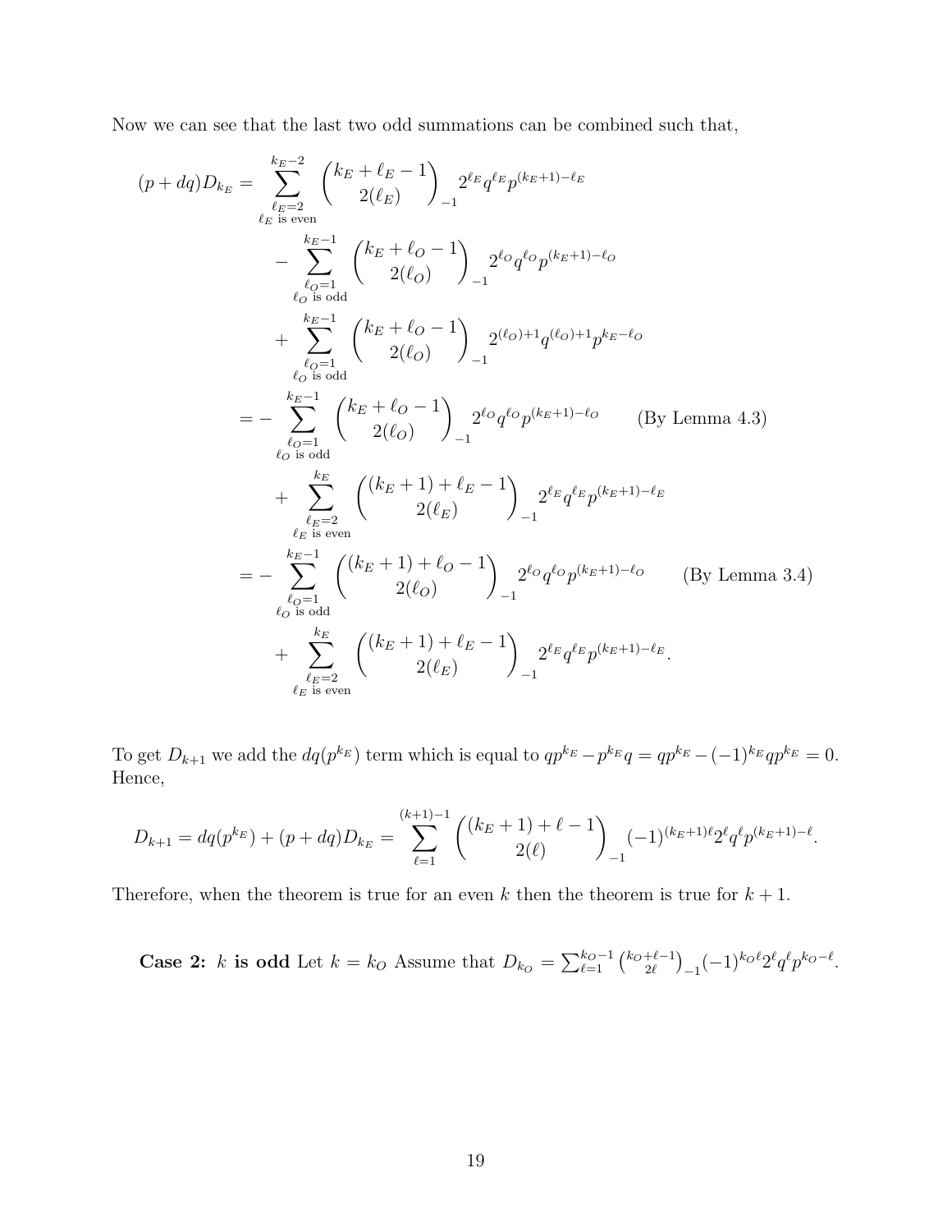Now we can see that the last two odd summations can be combined such that,

$$
\begin{aligned}
(p+dq)D_{k_E} = &\sum_{\substack{\ell_E=2 \\ \ell_E \text{ is even}}}^{k_E-2} \binom{k_E+\ell_E-1}{2(\ell_E)}_{-1} 2^{\ell_E} q^{\ell_E} p^{(k_E+1)-\ell_E} \\
&- \sum_{\substack{\ell_O=1 \\ \ell_O \text{ is odd}}}^{k_E-1} \binom{k_E+\ell_O-1}{2(\ell_O)}_{-1} 2^{\ell_O} q^{\ell_O} p^{(k_E+1)-\ell_O} \\
&+ \sum_{\substack{\ell_O=1 \\ \ell_O \text{ is odd}}}^{k_E-1} \binom{k_E+\ell_O-1}{2(\ell_O)}_{-1} 2^{(\ell_O)+1} q^{(\ell_O)+1} p^{k_E-\ell_O} \\
= &- \sum_{\substack{\ell_O=1 \\ \ell_O \text{ is odd}}}^{k_E-1} \binom{k_E+\ell_O-1}{2(\ell_O)}_{-1} 2^{\ell_O} q^{\ell_O} p^{(k_E+1)-\ell_O} \qquad \text{(By Lemma 4.3)} \\
&+ \sum_{\substack{\ell_E=2 \\ \ell_E \text{ is even}}}^{k_E} \binom{(k_E+1)+\ell_E-1}{2(\ell_E)}_{-1} 2^{\ell_E} q^{\ell_E} p^{(k_E+1)-\ell_E} \\
= &- \sum_{\substack{\ell_O=1 \\ \ell_O \text{ is odd}}}^{k_E-1} \binom{(k_E+1)+\ell_O-1}{2(\ell_O)}_{-1} 2^{\ell_O} q^{\ell_O} p^{(k_E+1)-\ell_O} \qquad \text{(By Lemma 3.4)} \\
&+ \sum_{\substack{\ell_E=2 \\ \ell_E \text{ is even}}}^{k_E} \binom{(k_E+1)+\ell_E-1}{2(\ell_E)}_{-1} 2^{\ell_E} q^{\ell_E} p^{(k_E+1)-\ell_E}.
\end{aligned}
$$

To get $D_{k+1}$ we add the $dq(p^{k_E})$ term which is equal to $qp^{k_E} - p^{k_E}q = qp^{k_E} - (-1)^{k_E}qp^{k_E} = 0$. Hence,

$$
D_{k+1} = dq(p^{k_E}) + (p+dq)D_{k_E} = \sum_{\ell=1}^{(k+1)-1} \binom{(k_E+1)+\ell-1}{2(\ell)}_{-1} (-1)^{(k_E+1)\ell} 2^{\ell} q^{\ell} p^{(k_E+1)-\ell}.
$$

Therefore, when the theorem is true for an even $k$ then the theorem is true for $k+1$.

**Case 2: $k$ is odd** Let $k = k_O$ Assume that $D_{k_O} = \sum_{\ell=1}^{k_O-1} \binom{k_O+\ell-1}{2\ell}_{-1} (-1)^{k_O\ell} 2^{\ell} q^{\ell} p^{k_O-\ell}$.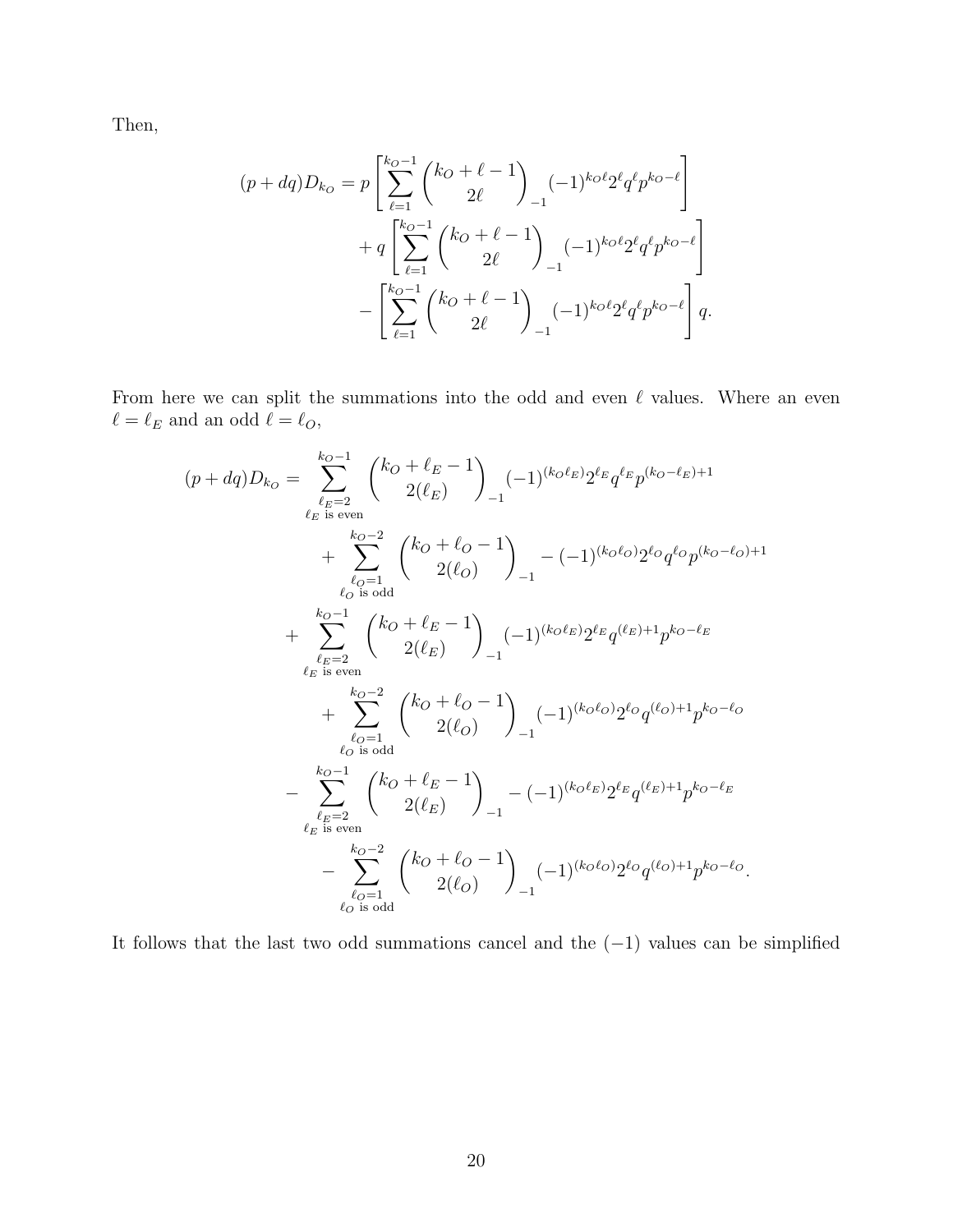Then,

$$
\begin{aligned}
(p+dq)D_{k_O} = p &\left[\sum_{\ell=1}^{k_O-1} \binom{k_O+\ell-1}{2\ell}_{-1} (-1)^{k_O\ell} 2^\ell q^\ell p^{k_O-\ell}\right] \\
&+ q\left[\sum_{\ell=1}^{k_O-1} \binom{k_O+\ell-1}{2\ell}_{-1} (-1)^{k_O\ell} 2^\ell q^\ell p^{k_O-\ell}\right] \\
&- \left[\sum_{\ell=1}^{k_O-1} \binom{k_O+\ell-1}{2\ell}_{-1} (-1)^{k_O\ell} 2^\ell q^\ell p^{k_O-\ell}\right] q.
\end{aligned}
$$

From here we can split the summations into the odd and even $\ell$ values. Where an even $\ell = \ell_E$ and an odd $\ell = \ell_O$,

$$
\begin{aligned}
(p+dq)D_{k_O} = &\sum_{\substack{\ell_E=2 \\ \ell_E \text{ is even}}}^{k_O-1} \binom{k_O+\ell_E-1}{2(\ell_E)}_{-1} (-1)^{(k_O\ell_E)} 2^{\ell_E} q^{\ell_E} p^{(k_O-\ell_E)+1} \\
&\quad + \sum_{\substack{\ell_O=1 \\ \ell_O \text{ is odd}}}^{k_O-2} \binom{k_O+\ell_O-1}{2(\ell_O)}_{-1} - (-1)^{(k_O\ell_O)} 2^{\ell_O} q^{\ell_O} p^{(k_O-\ell_O)+1} \\
&+ \sum_{\substack{\ell_E=2 \\ \ell_E \text{ is even}}}^{k_O-1} \binom{k_O+\ell_E-1}{2(\ell_E)}_{-1} (-1)^{(k_O\ell_E)} 2^{\ell_E} q^{(\ell_E)+1} p^{k_O-\ell_E} \\
&\quad + \sum_{\substack{\ell_O=1 \\ \ell_O \text{ is odd}}}^{k_O-2} \binom{k_O+\ell_O-1}{2(\ell_O)}_{-1} (-1)^{(k_O\ell_O)} 2^{\ell_O} q^{(\ell_O)+1} p^{k_O-\ell_O} \\
&- \sum_{\substack{\ell_E=2 \\ \ell_E \text{ is even}}}^{k_O-1} \binom{k_O+\ell_E-1}{2(\ell_E)}_{-1} - (-1)^{(k_O\ell_E)} 2^{\ell_E} q^{(\ell_E)+1} p^{k_O-\ell_E} \\
&\quad - \sum_{\substack{\ell_O=1 \\ \ell_O \text{ is odd}}}^{k_O-2} \binom{k_O+\ell_O-1}{2(\ell_O)}_{-1} (-1)^{(k_O\ell_O)} 2^{\ell_O} q^{(\ell_O)+1} p^{k_O-\ell_O}.
\end{aligned}
$$

It follows that the last two odd summations cancel and the $(-1)$ values can be simplified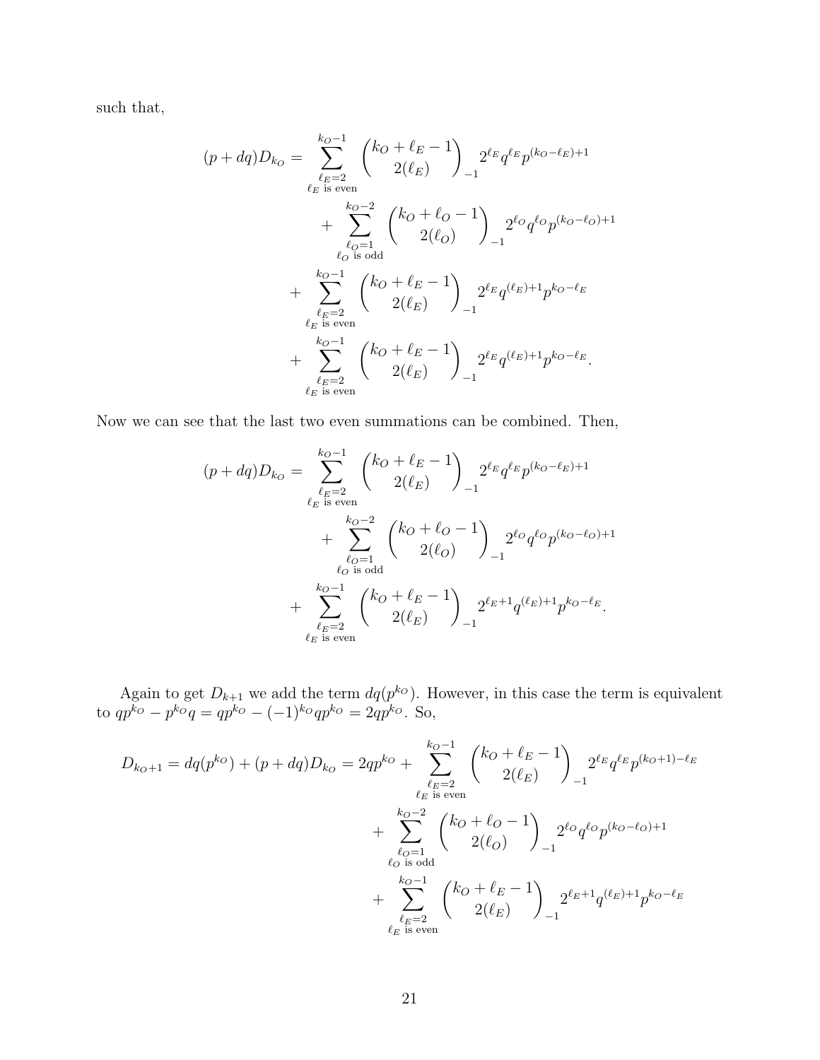such that,

$$
\begin{aligned}
(p+dq)D_{k_O} = & \sum_{\substack{\ell_E=2 \\ \ell_E \text{ is even}}}^{k_O-1} \binom{k_O+\ell_E-1}{2(\ell_E)}_{-1} 2^{\ell_E} q^{\ell_E} p^{(k_O-\ell_E)+1} \\
& + \sum_{\substack{\ell_O=1 \\ \ell_O \text{ is odd}}}^{k_O-2} \binom{k_O+\ell_O-1}{2(\ell_O)}_{-1} 2^{\ell_O} q^{\ell_O} p^{(k_O-\ell_O)+1} \\
& + \sum_{\substack{\ell_E=2 \\ \ell_E \text{ is even}}}^{k_O-1} \binom{k_O+\ell_E-1}{2(\ell_E)}_{-1} 2^{\ell_E} q^{(\ell_E)+1} p^{k_O-\ell_E} \\
& + \sum_{\substack{\ell_E=2 \\ \ell_E \text{ is even}}}^{k_O-1} \binom{k_O+\ell_E-1}{2(\ell_E)}_{-1} 2^{\ell_E} q^{(\ell_E)+1} p^{k_O-\ell_E}.
\end{aligned}
$$

Now we can see that the last two even summations can be combined. Then,

$$
\begin{aligned}
(p+dq)D_{k_O} = & \sum_{\substack{\ell_E=2 \\ \ell_E \text{ is even}}}^{k_O-1} \binom{k_O+\ell_E-1}{2(\ell_E)}_{-1} 2^{\ell_E} q^{\ell_E} p^{(k_O-\ell_E)+1} \\
& + \sum_{\substack{\ell_O=1 \\ \ell_O \text{ is odd}}}^{k_O-2} \binom{k_O+\ell_O-1}{2(\ell_O)}_{-1} 2^{\ell_O} q^{\ell_O} p^{(k_O-\ell_O)+1} \\
& + \sum_{\substack{\ell_E=2 \\ \ell_E \text{ is even}}}^{k_O-1} \binom{k_O+\ell_E-1}{2(\ell_E)}_{-1} 2^{\ell_E+1} q^{(\ell_E)+1} p^{k_O-\ell_E}.
\end{aligned}
$$

Again to get $D_{k+1}$ we add the term $dq(p^{k_O})$. However, in this case the term is equivalent to $qp^{k_O} - p^{k_O}q = qp^{k_O} - (-1)^{k_O}qp^{k_O} = 2qp^{k_O}$. So,

$$
\begin{aligned}
D_{k_O+1} = dq(p^{k_O}) + (p+dq)D_{k_O} = 2qp^{k_O} & + \sum_{\substack{\ell_E=2 \\ \ell_E \text{ is even}}}^{k_O-1} \binom{k_O+\ell_E-1}{2(\ell_E)}_{-1} 2^{\ell_E} q^{\ell_E} p^{(k_O+1)-\ell_E} \\
& + \sum_{\substack{\ell_O=1 \\ \ell_O \text{ is odd}}}^{k_O-2} \binom{k_O+\ell_O-1}{2(\ell_O)}_{-1} 2^{\ell_O} q^{\ell_O} p^{(k_O-\ell_O)+1} \\
& + \sum_{\substack{\ell_E=2 \\ \ell_E \text{ is even}}}^{k_O-1} \binom{k_O+\ell_E-1}{2(\ell_E)}_{-1} 2^{\ell_E+1} q^{(\ell_E)+1} p^{k_O-\ell_E}
\end{aligned}
$$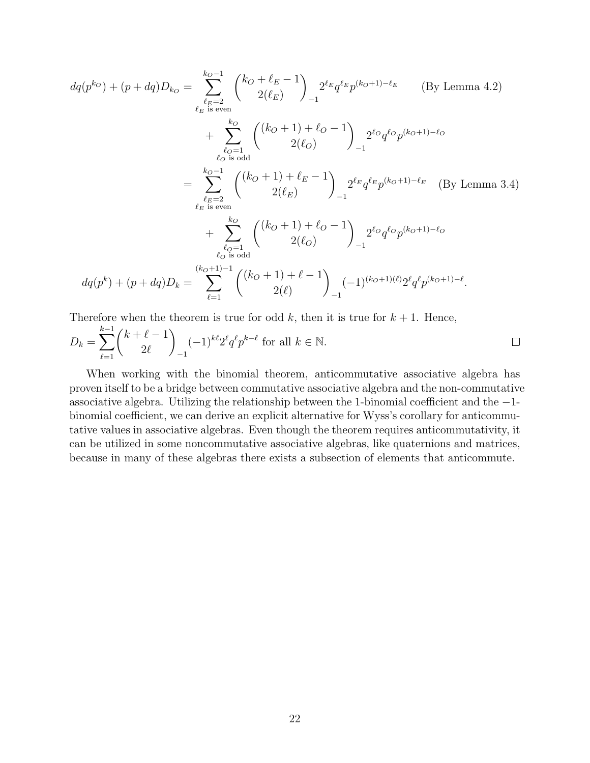$$
\begin{aligned}
dq(p^{k_O}) + (p+dq)D_{k_O} &= \sum_{\substack{\ell_E=2 \\ \ell_E \text{ is even}}}^{k_O-1} \binom{k_O+\ell_E-1}{2(\ell_E)}_{-1} 2^{\ell_E} q^{\ell_E} p^{(k_O+1)-\ell_E} \qquad \text{(By Lemma 4.2)} \\
&\quad + \sum_{\substack{\ell_O=1 \\ \ell_O \text{ is odd}}}^{k_O} \binom{(k_O+1)+\ell_O-1}{2(\ell_O)}_{-1} 2^{\ell_O} q^{\ell_O} p^{(k_O+1)-\ell_O} \\
&= \sum_{\substack{\ell_E=2 \\ \ell_E \text{ is even}}}^{k_O-1} \binom{(k_O+1)+\ell_E-1}{2(\ell_E)}_{-1} 2^{\ell_E} q^{\ell_E} p^{(k_O+1)-\ell_E} \quad \text{(By Lemma 3.4)} \\
&\quad + \sum_{\substack{\ell_O=1 \\ \ell_O \text{ is odd}}}^{k_O} \binom{(k_O+1)+\ell_O-1}{2(\ell_O)}_{-1} 2^{\ell_O} q^{\ell_O} p^{(k_O+1)-\ell_O} \\
dq(p^k) + (p+dq)D_k &= \sum_{\ell=1}^{(k_O+1)-1} \binom{(k_O+1)+\ell-1}{2(\ell)}_{-1} (-1)^{(k_O+1)(\ell)} 2^\ell q^\ell p^{(k_O+1)-\ell}.
\end{aligned}
$$

Therefore when the theorem is true for odd $k$, then it is true for $k+1$. Hence, $D_k = \sum_{\ell=1}^{k-1} \binom{k+\ell-1}{2\ell}_{-1} (-1)^{k\ell} 2^\ell q^\ell p^{k-\ell}$ for all $k \in \mathbb{N}$. □

When working with the binomial theorem, anticommutative associative algebra has proven itself to be a bridge between commutative associative algebra and the non-commutative associative algebra. Utilizing the relationship between the 1-binomial coefficient and the −1-binomial coefficient, we can derive an explicit alternative for Wyss's corollary for anticommutative values in associative algebras. Even though the theorem requires anticommutativity, it can be utilized in some noncommutative associative algebras, like quaternions and matrices, because in many of these algebras there exists a subsection of elements that anticommute.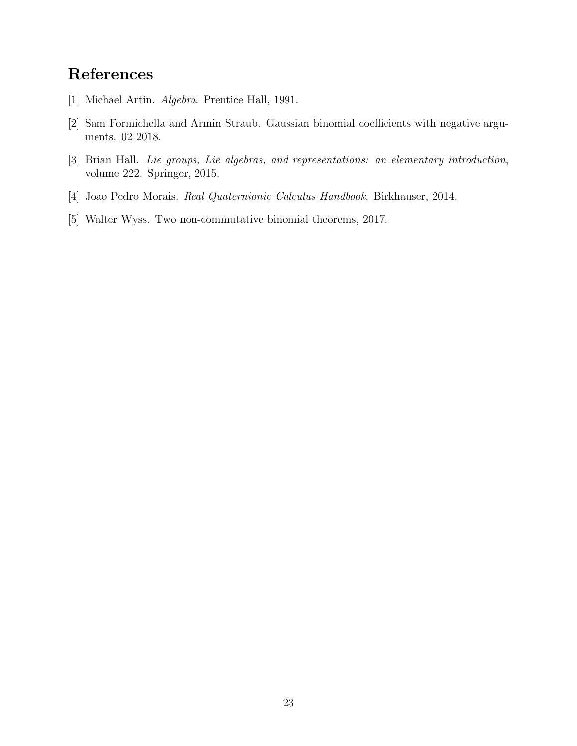## References

[1] Michael Artin. *Algebra*. Prentice Hall, 1991.

[2] Sam Formichella and Armin Straub. Gaussian binomial coefficients with negative arguments. 02 2018.

[3] Brian Hall. *Lie groups, Lie algebras, and representations: an elementary introduction*, volume 222. Springer, 2015.

[4] Joao Pedro Morais. *Real Quaternionic Calculus Handbook*. Birkhauser, 2014.

[5] Walter Wyss. Two non-commutative binomial theorems, 2017.